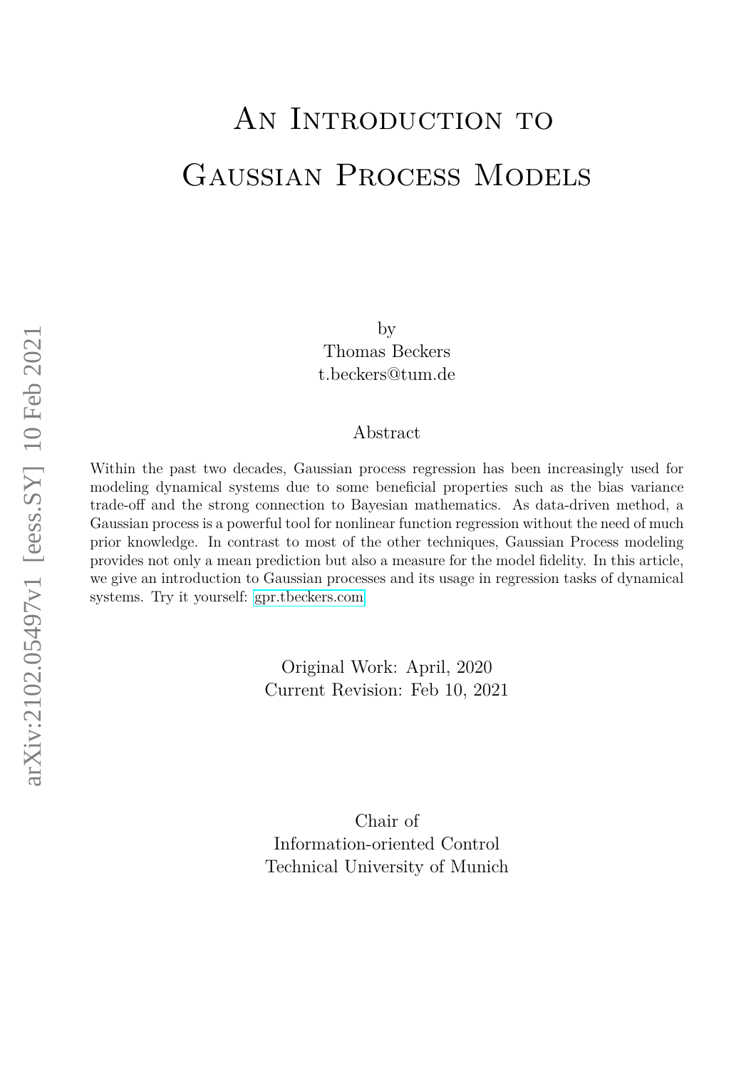# An Introduction to Gaussian Process Models

by
Thomas Beckers
t.beckers@tum.de

## Abstract

Within the past two decades, Gaussian process regression has been increasingly used for modeling dynamical systems due to some beneficial properties such as the bias variance trade-off and the strong connection to Bayesian mathematics. As data-driven method, a Gaussian process is a powerful tool for nonlinear function regression without the need of much prior knowledge. In contrast to most of the other techniques, Gaussian Process modeling provides not only a mean prediction but also a measure for the model fidelity. In this article, we give an introduction to Gaussian processes and its usage in regression tasks of dynamical systems. Try it yourself: gpr.tbeckers.com

Original Work: April, 2020
Current Revision: Feb 10, 2021

Chair of
Information-oriented Control
Technical University of Munich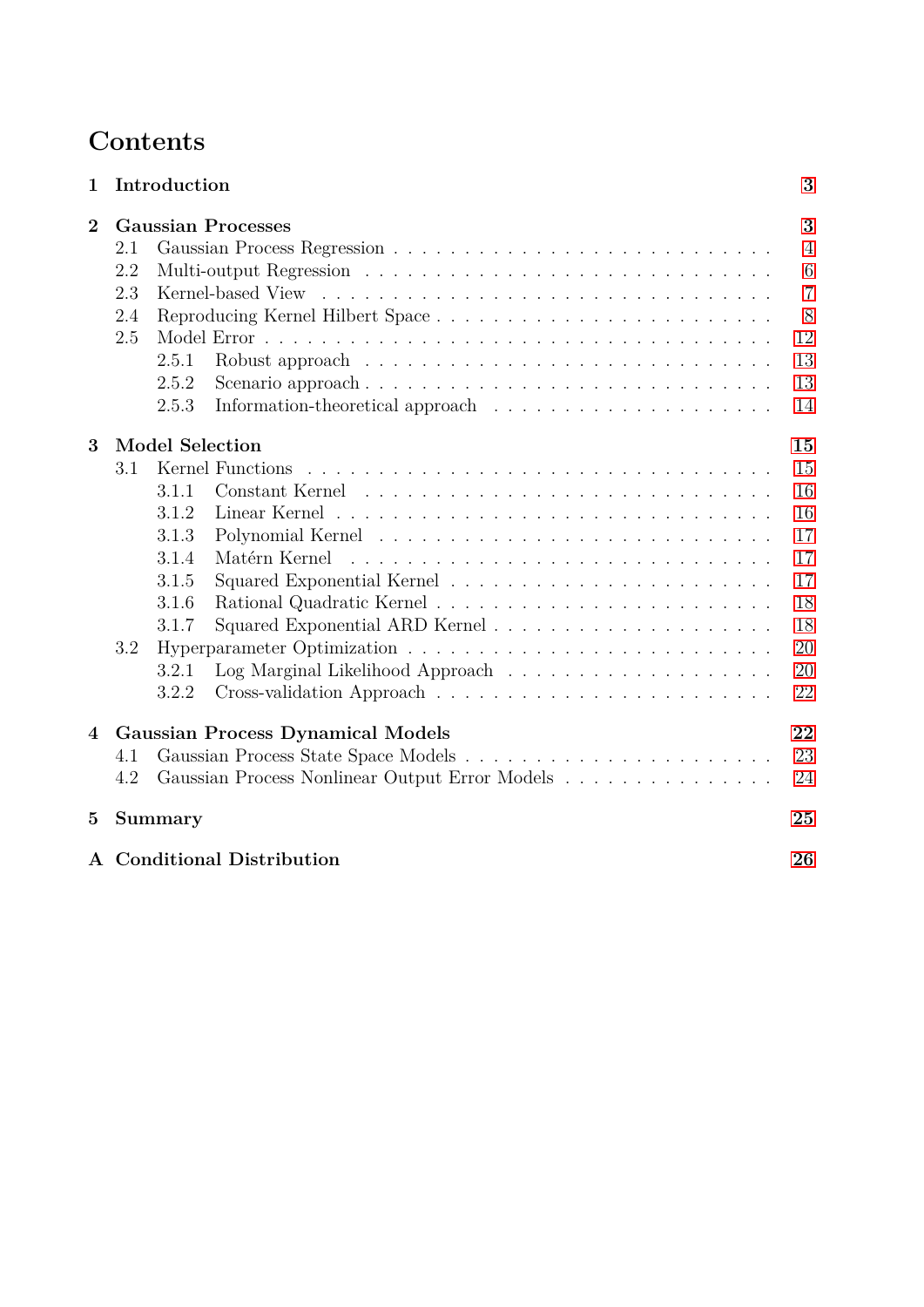# Contents

**1 Introduction** **3**

**2 Gaussian Processes** **3**
- 2.1 Gaussian Process Regression . . . . . 4
- 2.2 Multi-output Regression . . . . . 6
- 2.3 Kernel-based View . . . . . 7
- 2.4 Reproducing Kernel Hilbert Space . . . . . 8
- 2.5 Model Error . . . . . 12
  - 2.5.1 Robust approach . . . . . 13
  - 2.5.2 Scenario approach . . . . . 13
  - 2.5.3 Information-theoretical approach . . . . . 14

**3 Model Selection** **15**
- 3.1 Kernel Functions . . . . . 15
  - 3.1.1 Constant Kernel . . . . . 16
  - 3.1.2 Linear Kernel . . . . . 16
  - 3.1.3 Polynomial Kernel . . . . . 17
  - 3.1.4 Matérn Kernel . . . . . 17
  - 3.1.5 Squared Exponential Kernel . . . . . 17
  - 3.1.6 Rational Quadratic Kernel . . . . . 18
  - 3.1.7 Squared Exponential ARD Kernel . . . . . 18
- 3.2 Hyperparameter Optimization . . . . . 20
  - 3.2.1 Log Marginal Likelihood Approach . . . . . 20
  - 3.2.2 Cross-validation Approach . . . . . 22

**4 Gaussian Process Dynamical Models** **22**
- 4.1 Gaussian Process State Space Models . . . . . 23
- 4.2 Gaussian Process Nonlinear Output Error Models . . . . . 24

**5 Summary** **25**

**A Conditional Distribution** **26**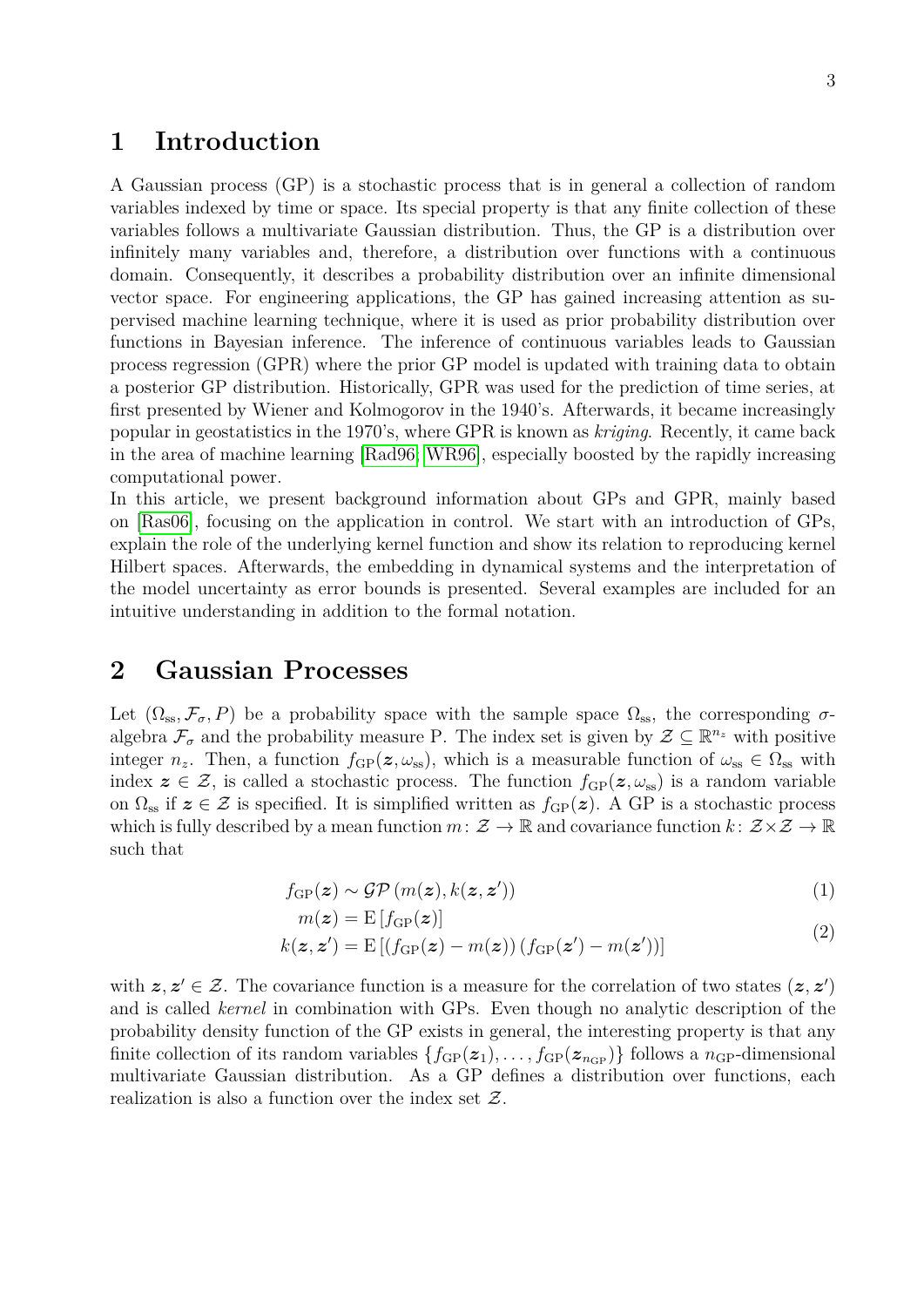# 1 Introduction

A Gaussian process (GP) is a stochastic process that is in general a collection of random variables indexed by time or space. Its special property is that any finite collection of these variables follows a multivariate Gaussian distribution. Thus, the GP is a distribution over infinitely many variables and, therefore, a distribution over functions with a continuous domain. Consequently, it describes a probability distribution over an infinite dimensional vector space. For engineering applications, the GP has gained increasing attention as supervised machine learning technique, where it is used as prior probability distribution over functions in Bayesian inference. The inference of continuous variables leads to Gaussian process regression (GPR) where the prior GP model is updated with training data to obtain a posterior GP distribution. Historically, GPR was used for the prediction of time series, at first presented by Wiener and Kolmogorov in the 1940's. Afterwards, it became increasingly popular in geostatistics in the 1970's, where GPR is known as *kriging*. Recently, it came back in the area of machine learning [Rad96; WR96], especially boosted by the rapidly increasing computational power.

In this article, we present background information about GPs and GPR, mainly based on [Ras06], focusing on the application in control. We start with an introduction of GPs, explain the role of the underlying kernel function and show its relation to reproducing kernel Hilbert spaces. Afterwards, the embedding in dynamical systems and the interpretation of the model uncertainty as error bounds is presented. Several examples are included for an intuitive understanding in addition to the formal notation.

# 2 Gaussian Processes

Let $(\Omega_{\mathrm{ss}}, \mathcal{F}_\sigma, P)$ be a probability space with the sample space $\Omega_{\mathrm{ss}}$, the corresponding $\sigma$-algebra $\mathcal{F}_\sigma$ and the probability measure P. The index set is given by $\mathcal{Z} \subseteq \mathbb{R}^{n_z}$ with positive integer $n_z$. Then, a function $f_{\mathrm{GP}}(\boldsymbol{z}, \omega_{\mathrm{ss}})$, which is a measurable function of $\omega_{\mathrm{ss}} \in \Omega_{\mathrm{ss}}$ with index $\boldsymbol{z} \in \mathcal{Z}$, is called a stochastic process. The function $f_{\mathrm{GP}}(\boldsymbol{z}, \omega_{\mathrm{ss}})$ is a random variable on $\Omega_{\mathrm{ss}}$ if $\boldsymbol{z} \in \mathcal{Z}$ is specified. It is simplified written as $f_{\mathrm{GP}}(\boldsymbol{z})$. A GP is a stochastic process which is fully described by a mean function $m\colon \mathcal{Z} \to \mathbb{R}$ and covariance function $k\colon \mathcal{Z} \times \mathcal{Z} \to \mathbb{R}$ such that

$$f_{\mathrm{GP}}(\boldsymbol{z}) \sim \mathcal{GP}\left(m(\boldsymbol{z}), k(\boldsymbol{z}, \boldsymbol{z}')\right) \tag{1}$$

$$\begin{aligned} m(\boldsymbol{z}) &= \mathrm{E}\left[f_{\mathrm{GP}}(\boldsymbol{z})\right] \\ k(\boldsymbol{z}, \boldsymbol{z}') &= \mathrm{E}\left[\left(f_{\mathrm{GP}}(\boldsymbol{z}) - m(\boldsymbol{z})\right)\left(f_{\mathrm{GP}}(\boldsymbol{z}') - m(\boldsymbol{z}')\right)\right] \end{aligned} \tag{2}$$

with $\boldsymbol{z}, \boldsymbol{z}' \in \mathcal{Z}$. The covariance function is a measure for the correlation of two states $(\boldsymbol{z}, \boldsymbol{z}')$ and is called *kernel* in combination with GPs. Even though no analytic description of the probability density function of the GP exists in general, the interesting property is that any finite collection of its random variables $\{f_{\mathrm{GP}}(\boldsymbol{z}_1), \dots, f_{\mathrm{GP}}(\boldsymbol{z}_{n_{\mathrm{GP}}})\}$ follows a $n_{\mathrm{GP}}$-dimensional multivariate Gaussian distribution. As a GP defines a distribution over functions, each realization is also a function over the index set $\mathcal{Z}$.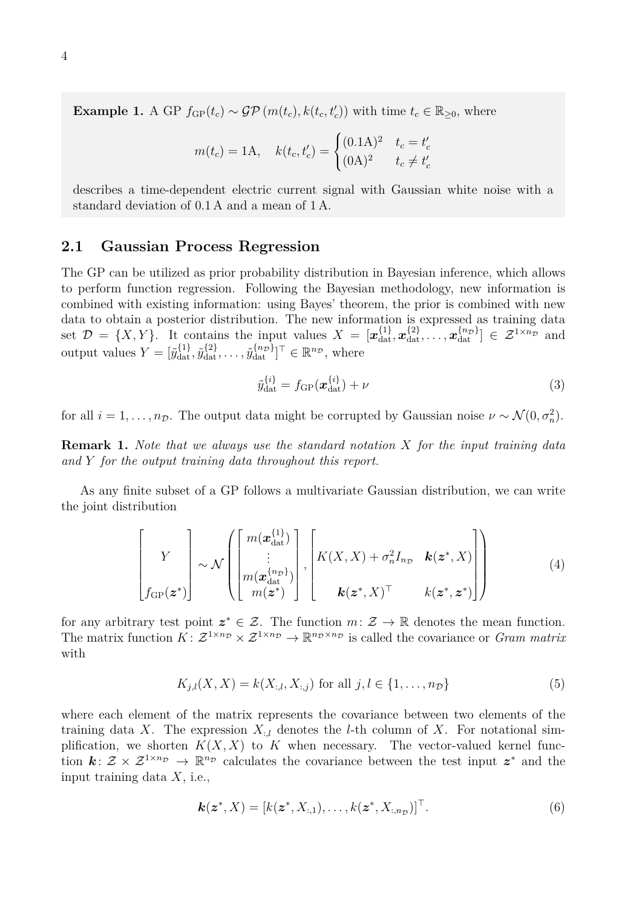**Example 1.** A GP $f_{\mathrm{GP}}(t_c) \sim \mathcal{GP}\left(m(t_c), k(t_c, t_c')\right)$ with time $t_c \in \mathbb{R}_{\geq 0}$, where

$$m(t_c) = 1\mathrm{A}, \quad k(t_c, t_c') = \begin{cases} (0.1\mathrm{A})^2 & t_c = t_c' \\ (0\mathrm{A})^2 & t_c \neq t_c' \end{cases}$$

describes a time-dependent electric current signal with Gaussian white noise with a standard deviation of 0.1 A and a mean of 1 A.

## 2.1 Gaussian Process Regression

The GP can be utilized as prior probability distribution in Bayesian inference, which allows to perform function regression. Following the Bayesian methodology, new information is combined with existing information: using Bayes' theorem, the prior is combined with new data to obtain a posterior distribution. The new information is expressed as training data set $\mathcal{D} = \{X, Y\}$. It contains the input values $X = [\boldsymbol{x}_{\mathrm{dat}}^{\{1\}}, \boldsymbol{x}_{\mathrm{dat}}^{\{2\}}, \dots, \boldsymbol{x}_{\mathrm{dat}}^{\{n_{\mathcal{D}}\}}] \in \mathcal{Z}^{1 \times n_{\mathcal{D}}}$ and output values $Y = [\tilde{y}_{\mathrm{dat}}^{\{1\}}, \tilde{y}_{\mathrm{dat}}^{\{2\}}, \dots, \tilde{y}_{\mathrm{dat}}^{\{n_{\mathcal{D}}\}}]^\top \in \mathbb{R}^{n_{\mathcal{D}}}$, where

$$\tilde{y}_{\mathrm{dat}}^{\{i\}} = f_{\mathrm{GP}}(\boldsymbol{x}_{\mathrm{dat}}^{\{i\}}) + \nu \tag{3}$$

for all $i = 1, \dots, n_{\mathcal{D}}$. The output data might be corrupted by Gaussian noise $\nu \sim \mathcal{N}(0, \sigma_n^2)$.

**Remark 1.** *Note that we always use the standard notation $X$ for the input training data and $Y$ for the output training data throughout this report.*

As any finite subset of a GP follows a multivariate Gaussian distribution, we can write the joint distribution

$$\begin{bmatrix} Y \\ \\ f_{\mathrm{GP}}(\boldsymbol{z}^*) \end{bmatrix} \sim \mathcal{N}\left( \begin{bmatrix} m(\boldsymbol{x}_{\mathrm{dat}}^{\{1\}}) \\ \vdots \\ m(\boldsymbol{x}_{\mathrm{dat}}^{\{n_{\mathcal{D}}\}}) \\ m(\boldsymbol{z}^*) \end{bmatrix}, \begin{bmatrix} K(X, X) + \sigma_n^2 I_{n_{\mathcal{D}}} & \boldsymbol{k}(\boldsymbol{z}^*, X) \\ \\ \boldsymbol{k}(\boldsymbol{z}^*, X)^\top & k(\boldsymbol{z}^*, \boldsymbol{z}^*) \end{bmatrix} \right) \tag{4}$$

for any arbitrary test point $\boldsymbol{z}^* \in \mathcal{Z}$. The function $m\colon \mathcal{Z} \to \mathbb{R}$ denotes the mean function. The matrix function $K\colon \mathcal{Z}^{1 \times n_{\mathcal{D}}} \times \mathcal{Z}^{1 \times n_{\mathcal{D}}} \to \mathbb{R}^{n_{\mathcal{D}} \times n_{\mathcal{D}}}$ is called the covariance or *Gram matrix* with

$$K_{j,l}(X, X) = k(X_{:,l}, X_{:,j}) \text{ for all } j, l \in \{1, \dots, n_{\mathcal{D}}\} \tag{5}$$

where each element of the matrix represents the covariance between two elements of the training data $X$. The expression $X_{:,l}$ denotes the $l$-th column of $X$. For notational simplification, we shorten $K(X, X)$ to $K$ when necessary. The vector-valued kernel function $\boldsymbol{k}\colon \mathcal{Z} \times \mathcal{Z}^{1 \times n_{\mathcal{D}}} \to \mathbb{R}^{n_{\mathcal{D}}}$ calculates the covariance between the test input $\boldsymbol{z}^*$ and the input training data $X$, i.e.,

$$\boldsymbol{k}(\boldsymbol{z}^*, X) = [k(\boldsymbol{z}^*, X_{:,1}), \dots, k(\boldsymbol{z}^*, X_{:,n_{\mathcal{D}}})]^\top. \tag{6}$$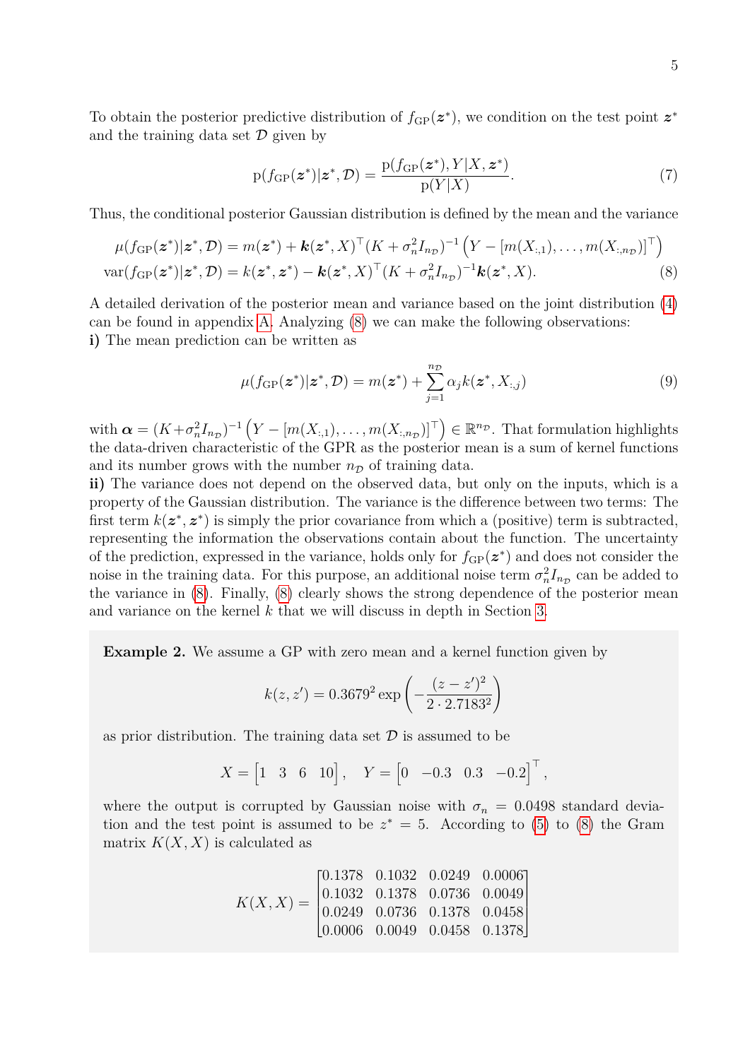To obtain the posterior predictive distribution of $f_{\mathrm{GP}}(\boldsymbol{z}^*)$, we condition on the test point $\boldsymbol{z}^*$ and the training data set $\mathcal{D}$ given by

$$\mathrm{p}(f_{\mathrm{GP}}(\boldsymbol{z}^*)|\boldsymbol{z}^*, \mathcal{D}) = \frac{\mathrm{p}(f_{\mathrm{GP}}(\boldsymbol{z}^*), Y|X, \boldsymbol{z}^*)}{\mathrm{p}(Y|X)}. \tag{7}$$

Thus, the conditional posterior Gaussian distribution is defined by the mean and the variance

$$\begin{aligned}
\mu(f_{\mathrm{GP}}(\boldsymbol{z}^*)|\boldsymbol{z}^*, \mathcal{D}) &= m(\boldsymbol{z}^*) + \boldsymbol{k}(\boldsymbol{z}^*, X)^\top (K + \sigma_n^2 I_{n_{\mathcal{D}}})^{-1} \left( Y - [m(X_{:,1}), \ldots, m(X_{:,n_{\mathcal{D}}})]^\top \right) \\
\mathrm{var}(f_{\mathrm{GP}}(\boldsymbol{z}^*)|\boldsymbol{z}^*, \mathcal{D}) &= k(\boldsymbol{z}^*, \boldsymbol{z}^*) - \boldsymbol{k}(\boldsymbol{z}^*, X)^\top (K + \sigma_n^2 I_{n_{\mathcal{D}}})^{-1} \boldsymbol{k}(\boldsymbol{z}^*, X).
\end{aligned} \tag{8}$$

A detailed derivation of the posterior mean and variance based on the joint distribution (4) can be found in appendix A. Analyzing (8) we can make the following observations:
**i)** The mean prediction can be written as

$$\mu(f_{\mathrm{GP}}(\boldsymbol{z}^*)|\boldsymbol{z}^*, \mathcal{D}) = m(\boldsymbol{z}^*) + \sum_{j=1}^{n_{\mathcal{D}}} \alpha_j k(\boldsymbol{z}^*, X_{:,j}) \tag{9}$$

with $\boldsymbol{\alpha} = (K + \sigma_n^2 I_{n_{\mathcal{D}}})^{-1} \left( Y - [m(X_{:,1}), \ldots, m(X_{:,n_{\mathcal{D}}})]^\top \right) \in \mathbb{R}^{n_{\mathcal{D}}}$. That formulation highlights the data-driven characteristic of the GPR as the posterior mean is a sum of kernel functions and its number grows with the number $n_{\mathcal{D}}$ of training data.
**ii)** The variance does not depend on the observed data, but only on the inputs, which is a property of the Gaussian distribution. The variance is the difference between two terms: The first term $k(\boldsymbol{z}^*, \boldsymbol{z}^*)$ is simply the prior covariance from which a (positive) term is subtracted, representing the information the observations contain about the function. The uncertainty of the prediction, expressed in the variance, holds only for $f_{\mathrm{GP}}(\boldsymbol{z}^*)$ and does not consider the noise in the training data. For this purpose, an additional noise term $\sigma_n^2 I_{n_{\mathcal{D}}}$ can be added to the variance in (8). Finally, (8) clearly shows the strong dependence of the posterior mean and variance on the kernel $k$ that we will discuss in depth in Section 3.

**Example 2.** We assume a GP with zero mean and a kernel function given by

$$k(z, z') = 0.3679^2 \exp\left( -\frac{(z - z')^2}{2 \cdot 2.7183^2} \right)$$

as prior distribution. The training data set $\mathcal{D}$ is assumed to be

$$X = \begin{bmatrix} 1 & 3 & 6 & 10 \end{bmatrix}, \quad Y = \begin{bmatrix} 0 & -0.3 & 0.3 & -0.2 \end{bmatrix}^\top,$$

where the output is corrupted by Gaussian noise with $\sigma_n = 0.0498$ standard deviation and the test point is assumed to be $z^* = 5$. According to (5) to (8) the Gram matrix $K(X, X)$ is calculated as

$$K(X, X) = \begin{bmatrix} 0.1378 & 0.1032 & 0.0249 & 0.0006 \\ 0.1032 & 0.1378 & 0.0736 & 0.0049 \\ 0.0249 & 0.0736 & 0.1378 & 0.0458 \\ 0.0006 & 0.0049 & 0.0458 & 0.1378 \end{bmatrix}$$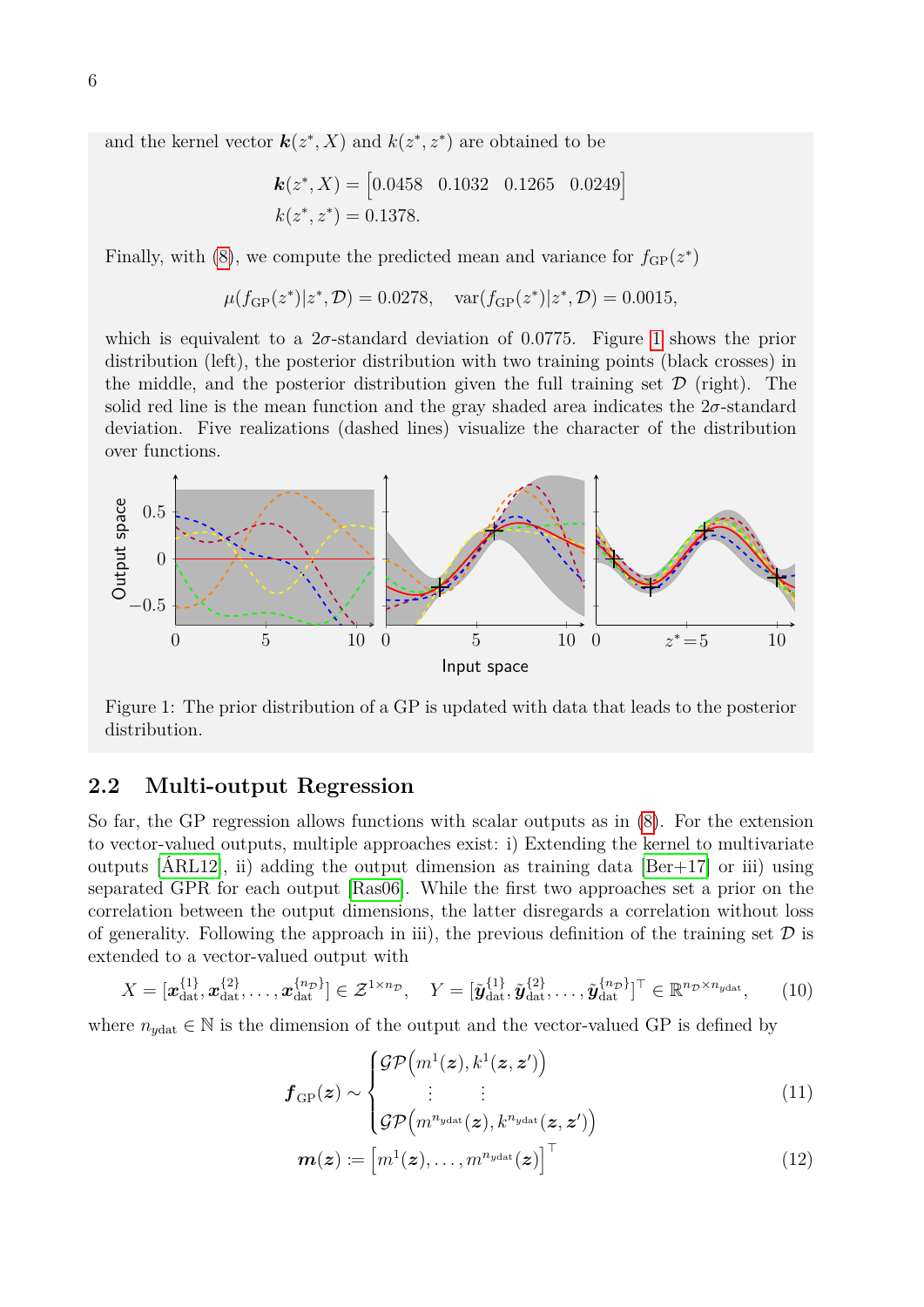and the kernel vector $\boldsymbol{k}(z^*, X)$ and $k(z^*, z^*)$ are obtained to be

$$\boldsymbol{k}(z^*, X) = \begin{bmatrix} 0.0458 & 0.1032 & 0.1265 & 0.0249 \end{bmatrix}$$
$$k(z^*, z^*) = 0.1378.$$

Finally, with (8), we compute the predicted mean and variance for $f_{\mathrm{GP}}(z^*)$

$$\mu(f_{\mathrm{GP}}(z^*)|z^*, \mathcal{D}) = 0.0278, \quad \mathrm{var}(f_{\mathrm{GP}}(z^*)|z^*, \mathcal{D}) = 0.0015,$$

which is equivalent to a $2\sigma$-standard deviation of 0.0775. Figure 1 shows the prior distribution (left), the posterior distribution with two training points (black crosses) in the middle, and the posterior distribution given the full training set $\mathcal{D}$ (right). The solid red line is the mean function and the gray shaded area indicates the $2\sigma$-standard deviation. Five realizations (dashed lines) visualize the character of the distribution over functions.

Figure 1: The prior distribution of a GP is updated with data that leads to the posterior distribution.

## 2.2 Multi-output Regression

So far, the GP regression allows functions with scalar outputs as in (8). For the extension to vector-valued outputs, multiple approaches exist: i) Extending the kernel to multivariate outputs [ÁRL12], ii) adding the output dimension as training data [Ber+17] or iii) using separated GPR for each output [Ras06]. While the first two approaches set a prior on the correlation between the output dimensions, the latter disregards a correlation without loss of generality. Following the approach in iii), the previous definition of the training set $\mathcal{D}$ is extended to a vector-valued output with

$$X = [\boldsymbol{x}_{\mathrm{dat}}^{\{1\}}, \boldsymbol{x}_{\mathrm{dat}}^{\{2\}}, \dots, \boldsymbol{x}_{\mathrm{dat}}^{\{n_{\mathcal{D}}\}}] \in \mathcal{Z}^{1 \times n_{\mathcal{D}}}, \quad Y = [\tilde{\boldsymbol{y}}_{\mathrm{dat}}^{\{1\}}, \tilde{\boldsymbol{y}}_{\mathrm{dat}}^{\{2\}}, \dots, \tilde{\boldsymbol{y}}_{\mathrm{dat}}^{\{n_{\mathcal{D}}\}}]^\top \in \mathbb{R}^{n_{\mathcal{D}} \times n_{y\mathrm{dat}}}, \tag{10}$$

where $n_{y\mathrm{dat}} \in \mathbb{N}$ is the dimension of the output and the vector-valued GP is defined by

$$\boldsymbol{f}_{\mathrm{GP}}(\boldsymbol{z}) \sim \begin{cases} \mathcal{GP}\Big(m^1(\boldsymbol{z}), k^1(\boldsymbol{z}, \boldsymbol{z}')\Big) \\ \quad \vdots \qquad \vdots \\ \mathcal{GP}\Big(m^{n_{y\mathrm{dat}}}(\boldsymbol{z}), k^{n_{y\mathrm{dat}}}(\boldsymbol{z}, \boldsymbol{z}')\Big) \end{cases} \tag{11}$$

$$\boldsymbol{m}(\boldsymbol{z}) := \Big[m^1(\boldsymbol{z}), \dots, m^{n_{y\mathrm{dat}}}(\boldsymbol{z})\Big]^\top \tag{12}$$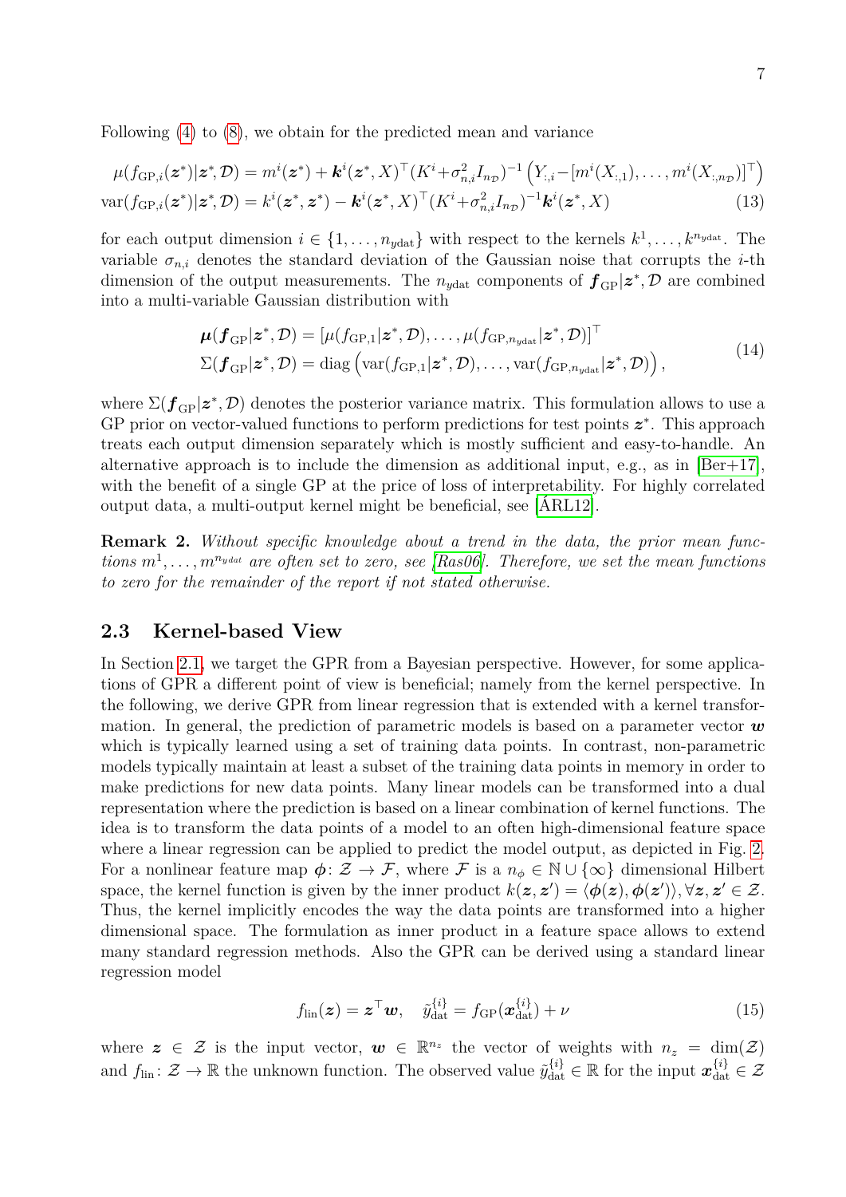Following (4) to (8), we obtain for the predicted mean and variance

$$
\begin{aligned}
\mu(f_{\mathrm{GP},i}(\boldsymbol{z}^*)|\boldsymbol{z}^*,\mathcal{D}) &= m^i(\boldsymbol{z}^*) + \boldsymbol{k}^i(\boldsymbol{z}^*,X)^\top (K^i + \sigma_{n,i}^2 I_{n_\mathcal{D}})^{-1} \left(Y_{:,i} - [m^i(X_{:,1}),\dots,m^i(X_{:,n_\mathcal{D}})]^\top\right) \\
\mathrm{var}(f_{\mathrm{GP},i}(\boldsymbol{z}^*)|\boldsymbol{z}^*,\mathcal{D}) &= k^i(\boldsymbol{z}^*,\boldsymbol{z}^*) - \boldsymbol{k}^i(\boldsymbol{z}^*,X)^\top (K^i + \sigma_{n,i}^2 I_{n_\mathcal{D}})^{-1} \boldsymbol{k}^i(\boldsymbol{z}^*,X)
\end{aligned} \tag{13}
$$

for each output dimension $i \in \{1,\dots,n_{y\mathrm{dat}}\}$ with respect to the kernels $k^1,\dots,k^{n_{y\mathrm{dat}}}$. The variable $\sigma_{n,i}$ denotes the standard deviation of the Gaussian noise that corrupts the $i$-th dimension of the output measurements. The $n_{y\mathrm{dat}}$ components of $\boldsymbol{f}_{\mathrm{GP}}|\boldsymbol{z}^*,\mathcal{D}$ are combined into a multi-variable Gaussian distribution with

$$
\begin{aligned}
\boldsymbol{\mu}(\boldsymbol{f}_{\mathrm{GP}}|\boldsymbol{z}^*,\mathcal{D}) &= [\mu(f_{\mathrm{GP},1}|\boldsymbol{z}^*,\mathcal{D}),\dots,\mu(f_{\mathrm{GP},n_{y\mathrm{dat}}}|\boldsymbol{z}^*,\mathcal{D})]^\top \\
\Sigma(\boldsymbol{f}_{\mathrm{GP}}|\boldsymbol{z}^*,\mathcal{D}) &= \mathrm{diag}\left(\mathrm{var}(f_{\mathrm{GP},1}|\boldsymbol{z}^*,\mathcal{D}),\dots,\mathrm{var}(f_{\mathrm{GP},n_{y\mathrm{dat}}}|\boldsymbol{z}^*,\mathcal{D})\right),
\end{aligned} \tag{14}
$$

where $\Sigma(\boldsymbol{f}_{\mathrm{GP}}|\boldsymbol{z}^*,\mathcal{D})$ denotes the posterior variance matrix. This formulation allows to use a GP prior on vector-valued functions to perform predictions for test points $\boldsymbol{z}^*$. This approach treats each output dimension separately which is mostly sufficient and easy-to-handle. An alternative approach is to include the dimension as additional input, e.g., as in [Ber+17], with the benefit of a single GP at the price of loss of interpretability. For highly correlated output data, a multi-output kernel might be beneficial, see [ÁRL12].

**Remark 2.** *Without specific knowledge about a trend in the data, the prior mean functions $m^1,\dots,m^{n_{y\mathrm{dat}}}$ are often set to zero, see [Ras06]. Therefore, we set the mean functions to zero for the remainder of the report if not stated otherwise.*

## 2.3 Kernel-based View

In Section 2.1, we target the GPR from a Bayesian perspective. However, for some applications of GPR a different point of view is beneficial; namely from the kernel perspective. In the following, we derive GPR from linear regression that is extended with a kernel transformation. In general, the prediction of parametric models is based on a parameter vector $\boldsymbol{w}$ which is typically learned using a set of training data points. In contrast, non-parametric models typically maintain at least a subset of the training data points in memory in order to make predictions for new data points. Many linear models can be transformed into a dual representation where the prediction is based on a linear combination of kernel functions. The idea is to transform the data points of a model to an often high-dimensional feature space where a linear regression can be applied to predict the model output, as depicted in Fig. 2. For a nonlinear feature map $\boldsymbol{\phi}\colon \mathcal{Z} \to \mathcal{F}$, where $\mathcal{F}$ is a $n_\phi \in \mathbb{N} \cup \{\infty\}$ dimensional Hilbert space, the kernel function is given by the inner product $k(\boldsymbol{z},\boldsymbol{z}') = \langle \boldsymbol{\phi}(\boldsymbol{z}), \boldsymbol{\phi}(\boldsymbol{z}') \rangle, \forall \boldsymbol{z},\boldsymbol{z}' \in \mathcal{Z}$. Thus, the kernel implicitly encodes the way the data points are transformed into a higher dimensional space. The formulation as inner product in a feature space allows to extend many standard regression methods. Also the GPR can be derived using a standard linear regression model

$$
f_{\mathrm{lin}}(\boldsymbol{z}) = \boldsymbol{z}^\top \boldsymbol{w}, \quad \tilde{y}_{\mathrm{dat}}^{\{i\}} = f_{\mathrm{GP}}(\boldsymbol{x}_{\mathrm{dat}}^{\{i\}}) + \nu \tag{15}
$$

where $\boldsymbol{z} \in \mathcal{Z}$ is the input vector, $\boldsymbol{w} \in \mathbb{R}^{n_z}$ the vector of weights with $n_z = \dim(\mathcal{Z})$ and $f_{\mathrm{lin}}\colon \mathcal{Z} \to \mathbb{R}$ the unknown function. The observed value $\tilde{y}_{\mathrm{dat}}^{\{i\}} \in \mathbb{R}$ for the input $\boldsymbol{x}_{\mathrm{dat}}^{\{i\}} \in \mathcal{Z}$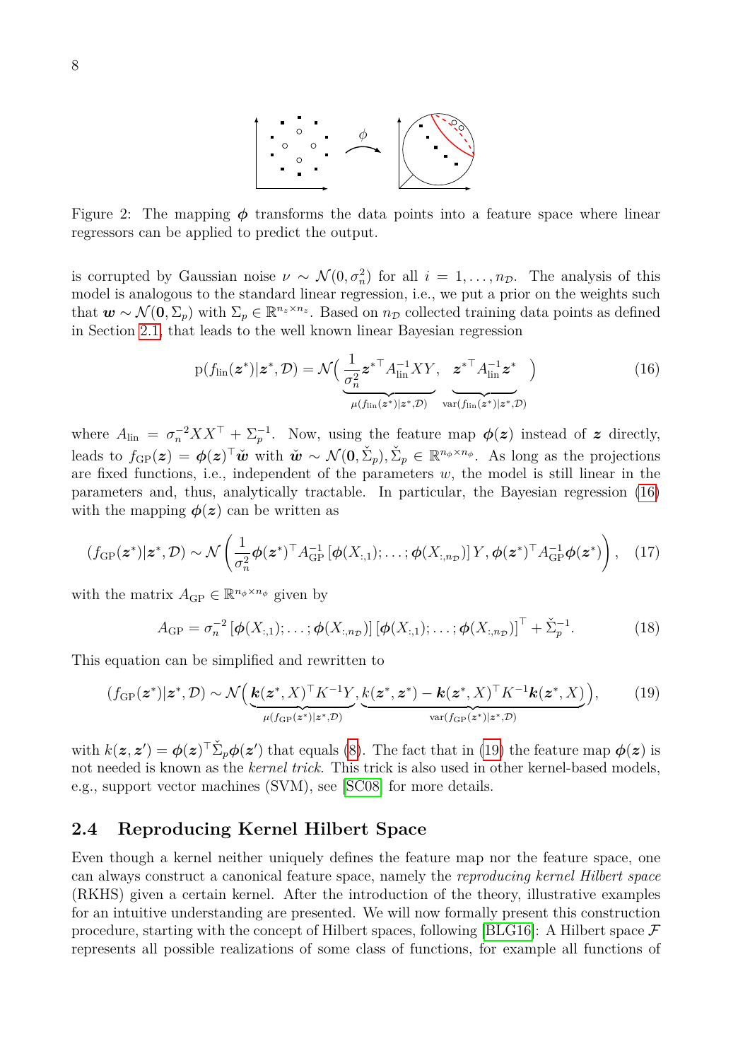Figure 2: The mapping $\boldsymbol{\phi}$ transforms the data points into a feature space where linear regressors can be applied to predict the output.

is corrupted by Gaussian noise $\nu \sim \mathcal{N}(0, \sigma_n^2)$ for all $i = 1, \ldots, n_{\mathcal{D}}$. The analysis of this model is analogous to the standard linear regression, i.e., we put a prior on the weights such that $\boldsymbol{w} \sim \mathcal{N}(\boldsymbol{0}, \Sigma_p)$ with $\Sigma_p \in \mathbb{R}^{n_z \times n_z}$. Based on $n_{\mathcal{D}}$ collected training data points as defined in Section 2.1, that leads to the well known linear Bayesian regression

$$
\mathrm{p}(f_{\text{lin}}(\boldsymbol{z}^*)|\boldsymbol{z}^*, \mathcal{D}) = \mathcal{N}\Big(\underbrace{\frac{1}{\sigma_n^2}\boldsymbol{z}^{*\top} A_{\text{lin}}^{-1} XY}_{\mu(f_{\text{lin}}(\boldsymbol{z}^*)|\boldsymbol{z}^*,\mathcal{D})},\ \underbrace{\boldsymbol{z}^{*\top} A_{\text{lin}}^{-1}\boldsymbol{z}^*}_{\text{var}(f_{\text{lin}}(\boldsymbol{z}^*)|\boldsymbol{z}^*,\mathcal{D})}\Big) \tag{16}
$$

where $A_{\text{lin}} = \sigma_n^{-2} XX^\top + \Sigma_p^{-1}$. Now, using the feature map $\boldsymbol{\phi}(\boldsymbol{z})$ instead of $\boldsymbol{z}$ directly, leads to $f_{\text{GP}}(\boldsymbol{z}) = \boldsymbol{\phi}(\boldsymbol{z})^\top \check{\boldsymbol{w}}$ with $\check{\boldsymbol{w}} \sim \mathcal{N}(\boldsymbol{0}, \check{\Sigma}_p), \check{\Sigma}_p \in \mathbb{R}^{n_\phi \times n_\phi}$. As long as the projections are fixed functions, i.e., independent of the parameters $w$, the model is still linear in the parameters and, thus, analytically tractable. In particular, the Bayesian regression (16) with the mapping $\boldsymbol{\phi}(\boldsymbol{z})$ can be written as

$$
(f_{\text{GP}}(\boldsymbol{z}^*)|\boldsymbol{z}^*, \mathcal{D}) \sim \mathcal{N}\left(\frac{1}{\sigma_n^2}\boldsymbol{\phi}(\boldsymbol{z}^*)^\top A_{\text{GP}}^{-1}\left[\boldsymbol{\phi}(X_{:,1}); \ldots; \boldsymbol{\phi}(X_{:,n_{\mathcal{D}}})\right] Y, \boldsymbol{\phi}(\boldsymbol{z}^*)^\top A_{\text{GP}}^{-1}\boldsymbol{\phi}(\boldsymbol{z}^*)\right), \tag{17}
$$

with the matrix $A_{\text{GP}} \in \mathbb{R}^{n_\phi \times n_\phi}$ given by

$$
A_{\text{GP}} = \sigma_n^{-2}\left[\boldsymbol{\phi}(X_{:,1}); \ldots; \boldsymbol{\phi}(X_{:,n_{\mathcal{D}}})\right]\left[\boldsymbol{\phi}(X_{:,1}); \ldots; \boldsymbol{\phi}(X_{:,n_{\mathcal{D}}})\right]^\top + \check{\Sigma}_p^{-1}. \tag{18}
$$

This equation can be simplified and rewritten to

$$
(f_{\text{GP}}(\boldsymbol{z}^*)|\boldsymbol{z}^*, \mathcal{D}) \sim \mathcal{N}\Big(\underbrace{\boldsymbol{k}(\boldsymbol{z}^*, X)^\top K^{-1} Y}_{\mu(f_{\text{GP}}(\boldsymbol{z}^*)|\boldsymbol{z}^*,\mathcal{D})}, \underbrace{k(\boldsymbol{z}^*, \boldsymbol{z}^*) - \boldsymbol{k}(\boldsymbol{z}^*, X)^\top K^{-1}\boldsymbol{k}(\boldsymbol{z}^*, X)}_{\text{var}(f_{\text{GP}}(\boldsymbol{z}^*)|\boldsymbol{z}^*,\mathcal{D})}\Big), \tag{19}
$$

with $k(\boldsymbol{z}, \boldsymbol{z}') = \boldsymbol{\phi}(\boldsymbol{z})^\top \check{\Sigma}_p \boldsymbol{\phi}(\boldsymbol{z}')$ that equals (8). The fact that in (19) the feature map $\boldsymbol{\phi}(\boldsymbol{z})$ is not needed is known as the *kernel trick*. This trick is also used in other kernel-based models, e.g., support vector machines (SVM), see [SC08] for more details.

## 2.4 Reproducing Kernel Hilbert Space

Even though a kernel neither uniquely defines the feature map nor the feature space, one can always construct a canonical feature space, namely the *reproducing kernel Hilbert space* (RKHS) given a certain kernel. After the introduction of the theory, illustrative examples for an intuitive understanding are presented. We will now formally present this construction procedure, starting with the concept of Hilbert spaces, following [BLG16]: A Hilbert space $\mathcal{F}$ represents all possible realizations of some class of functions, for example all functions of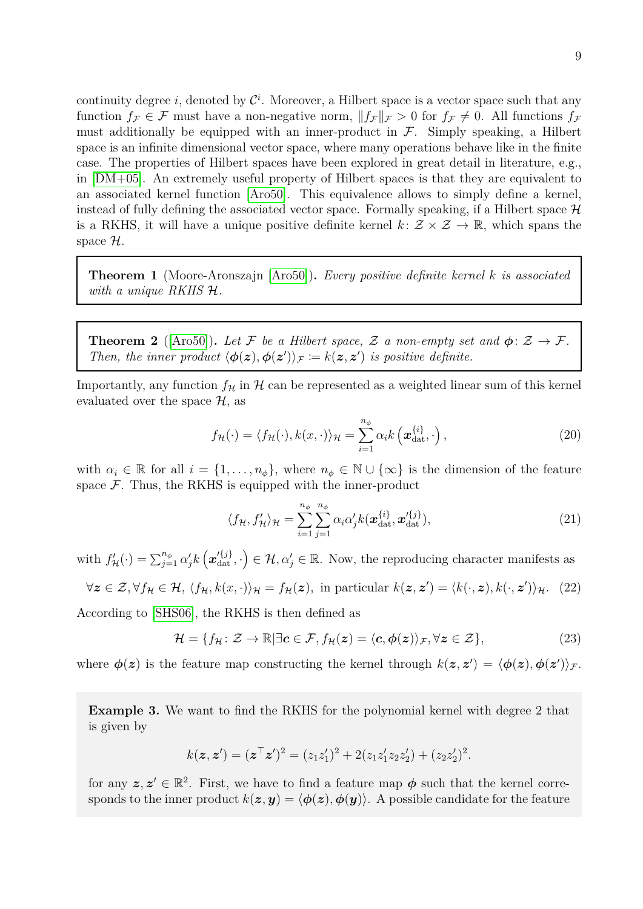continuity degree $i$, denoted by $\mathcal{C}^i$. Moreover, a Hilbert space is a vector space such that any function $f_\mathcal{F} \in \mathcal{F}$ must have a non-negative norm, $\|f_\mathcal{F}\|_\mathcal{F} > 0$ for $f_\mathcal{F} \neq 0$. All functions $f_\mathcal{F}$ must additionally be equipped with an inner-product in $\mathcal{F}$. Simply speaking, a Hilbert space is an infinite dimensional vector space, where many operations behave like in the finite case. The properties of Hilbert spaces have been explored in great detail in literature, e.g., in [DM+05]. An extremely useful property of Hilbert spaces is that they are equivalent to an associated kernel function [Aro50]. This equivalence allows to simply define a kernel, instead of fully defining the associated vector space. Formally speaking, if a Hilbert space $\mathcal{H}$ is a RKHS, it will have a unique positive definite kernel $k\colon \mathcal{Z} \times \mathcal{Z} \to \mathbb{R}$, which spans the space $\mathcal{H}$.

**Theorem 1** (Moore-Aronszajn [Aro50])**.** *Every positive definite kernel $k$ is associated with a unique RKHS $\mathcal{H}$.*

**Theorem 2** ([Aro50])**.** *Let $\mathcal{F}$ be a Hilbert space, $\mathcal{Z}$ a non-empty set and $\boldsymbol{\phi}\colon \mathcal{Z} \to \mathcal{F}$. Then, the inner product $\langle \boldsymbol{\phi}(\boldsymbol{z}), \boldsymbol{\phi}(\boldsymbol{z}')\rangle_\mathcal{F} \coloneqq k(\boldsymbol{z}, \boldsymbol{z}')$ is positive definite.*

Importantly, any function $f_\mathcal{H}$ in $\mathcal{H}$ can be represented as a weighted linear sum of this kernel evaluated over the space $\mathcal{H}$, as

$$f_\mathcal{H}(\cdot) = \langle f_\mathcal{H}(\cdot), k(x, \cdot)\rangle_\mathcal{H} = \sum_{i=1}^{n_\phi} \alpha_i k\left(\boldsymbol{x}_{\text{dat}}^{\{i\}}, \cdot\right), \tag{20}$$

with $\alpha_i \in \mathbb{R}$ for all $i = \{1, \dots, n_\phi\}$, where $n_\phi \in \mathbb{N} \cup \{\infty\}$ is the dimension of the feature space $\mathcal{F}$. Thus, the RKHS is equipped with the inner-product

$$\langle f_\mathcal{H}, f'_\mathcal{H}\rangle_\mathcal{H} = \sum_{i=1}^{n_\phi}\sum_{j=1}^{n_\phi} \alpha_i \alpha'_j k(\boldsymbol{x}_{\text{dat}}^{\{i\}}, \boldsymbol{x}_{\text{dat}}'^{\{j\}}), \tag{21}$$

with $f'_\mathcal{H}(\cdot) = \sum_{j=1}^{n_\phi} \alpha'_j k\left(\boldsymbol{x}_{\text{dat}}'^{\{j\}}, \cdot\right) \in \mathcal{H}, \alpha'_j \in \mathbb{R}$. Now, the reproducing character manifests as

$$\forall \boldsymbol{z} \in \mathcal{Z}, \forall f_\mathcal{H} \in \mathcal{H},\ \langle f_\mathcal{H}, k(x, \cdot)\rangle_\mathcal{H} = f_\mathcal{H}(\boldsymbol{z}),\ \text{in particular } k(\boldsymbol{z}, \boldsymbol{z}') = \langle k(\cdot, \boldsymbol{z}), k(\cdot, \boldsymbol{z}')\rangle_\mathcal{H}. \tag{22}$$

According to [SHS06], the RKHS is then defined as

$$\mathcal{H} = \{f_\mathcal{H}\colon \mathcal{Z} \to \mathbb{R} | \exists \boldsymbol{c} \in \mathcal{F}, f_\mathcal{H}(\boldsymbol{z}) = \langle \boldsymbol{c}, \boldsymbol{\phi}(\boldsymbol{z})\rangle_\mathcal{F}, \forall \boldsymbol{z} \in \mathcal{Z}\}, \tag{23}$$

where $\boldsymbol{\phi}(\boldsymbol{z})$ is the feature map constructing the kernel through $k(\boldsymbol{z}, \boldsymbol{z}') = \langle \boldsymbol{\phi}(\boldsymbol{z}), \boldsymbol{\phi}(\boldsymbol{z}')\rangle_\mathcal{F}$.

**Example 3.** We want to find the RKHS for the polynomial kernel with degree 2 that is given by

$$k(\boldsymbol{z}, \boldsymbol{z}') = (\boldsymbol{z}^\top \boldsymbol{z}')^2 = (z_1 z'_1)^2 + 2(z_1 z'_1 z_2 z'_2) + (z_2 z'_2)^2.$$

for any $\boldsymbol{z}, \boldsymbol{z}' \in \mathbb{R}^2$. First, we have to find a feature map $\boldsymbol{\phi}$ such that the kernel corresponds to the inner product $k(\boldsymbol{z}, \boldsymbol{y}) = \langle \boldsymbol{\phi}(\boldsymbol{z}), \boldsymbol{\phi}(\boldsymbol{y})\rangle$. A possible candidate for the feature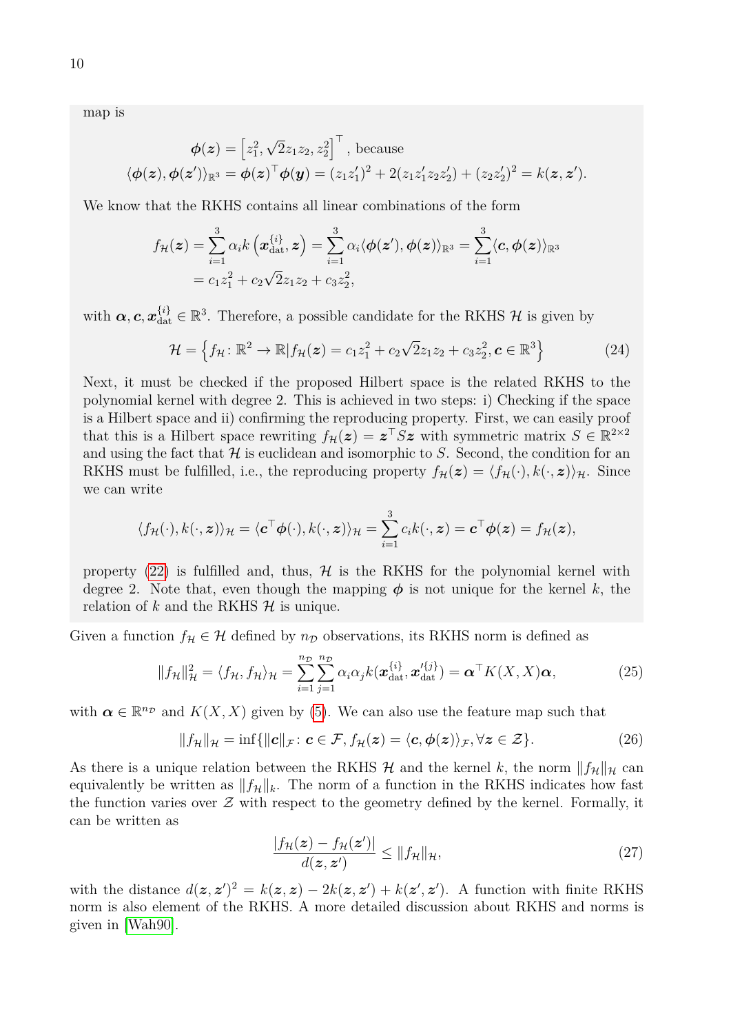map is

$$\boldsymbol{\phi}(\boldsymbol{z}) = \left[z_1^2, \sqrt{2}z_1 z_2, z_2^2\right]^\top, \text{ because}$$
$$\langle \boldsymbol{\phi}(\boldsymbol{z}), \boldsymbol{\phi}(\boldsymbol{z}')\rangle_{\mathbb{R}^3} = \boldsymbol{\phi}(\boldsymbol{z})^\top \boldsymbol{\phi}(\boldsymbol{y}) = (z_1 z_1')^2 + 2(z_1 z_1' z_2 z_2') + (z_2 z_2')^2 = k(\boldsymbol{z}, \boldsymbol{z}').$$

We know that the RKHS contains all linear combinations of the form

$$\begin{aligned} f_{\mathcal{H}}(\boldsymbol{z}) &= \sum_{i=1}^{3} \alpha_i k\left(\boldsymbol{x}_{\text{dat}}^{\{i\}}, \boldsymbol{z}\right) = \sum_{i=1}^{3} \alpha_i \langle \boldsymbol{\phi}(\boldsymbol{z}'), \boldsymbol{\phi}(\boldsymbol{z})\rangle_{\mathbb{R}^3} = \sum_{i=1}^{3} \langle \boldsymbol{c}, \boldsymbol{\phi}(\boldsymbol{z})\rangle_{\mathbb{R}^3} \\ &= c_1 z_1^2 + c_2\sqrt{2} z_1 z_2 + c_3 z_2^2, \end{aligned}$$

with $\boldsymbol{\alpha}, \boldsymbol{c}, \boldsymbol{x}_{\text{dat}}^{\{i\}} \in \mathbb{R}^3$. Therefore, a possible candidate for the RKHS $\mathcal{H}$ is given by

$$\mathcal{H} = \left\{ f_{\mathcal{H}} \colon \mathbb{R}^2 \to \mathbb{R} | f_{\mathcal{H}}(\boldsymbol{z}) = c_1 z_1^2 + c_2\sqrt{2} z_1 z_2 + c_3 z_2^2, \boldsymbol{c} \in \mathbb{R}^3 \right\} \tag{24}$$

Next, it must be checked if the proposed Hilbert space is the related RKHS to the polynomial kernel with degree 2. This is achieved in two steps: i) Checking if the space is a Hilbert space and ii) confirming the reproducing property. First, we can easily proof that this is a Hilbert space rewriting $f_{\mathcal{H}}(\boldsymbol{z}) = \boldsymbol{z}^\top S \boldsymbol{z}$ with symmetric matrix $S \in \mathbb{R}^{2\times 2}$ and using the fact that $\mathcal{H}$ is euclidean and isomorphic to $S$. Second, the condition for an RKHS must be fulfilled, i.e., the reproducing property $f_{\mathcal{H}}(\boldsymbol{z}) = \langle f_{\mathcal{H}}(\cdot), k(\cdot, \boldsymbol{z})\rangle_{\mathcal{H}}$. Since we can write

$$\langle f_{\mathcal{H}}(\cdot), k(\cdot, \boldsymbol{z})\rangle_{\mathcal{H}} = \langle \boldsymbol{c}^\top \boldsymbol{\phi}(\cdot), k(\cdot, \boldsymbol{z})\rangle_{\mathcal{H}} = \sum_{i=1}^{3} c_i k(\cdot, \boldsymbol{z}) = \boldsymbol{c}^\top \boldsymbol{\phi}(\boldsymbol{z}) = f_{\mathcal{H}}(\boldsymbol{z}),$$

property (22) is fulfilled and, thus, $\mathcal{H}$ is the RKHS for the polynomial kernel with degree 2. Note that, even though the mapping $\boldsymbol{\phi}$ is not unique for the kernel $k$, the relation of $k$ and the RKHS $\mathcal{H}$ is unique.

Given a function $f_{\mathcal{H}} \in \mathcal{H}$ defined by $n_{\mathcal{D}}$ observations, its RKHS norm is defined as

$$\|f_{\mathcal{H}}\|_{\mathcal{H}}^2 = \langle f_{\mathcal{H}}, f_{\mathcal{H}}\rangle_{\mathcal{H}} = \sum_{i=1}^{n_{\mathcal{D}}} \sum_{j=1}^{n_{\mathcal{D}}} \alpha_i \alpha_j k(\boldsymbol{x}_{\text{dat}}^{\{i\}}, \boldsymbol{x}_{\text{dat}}'^{\{j\}}) = \boldsymbol{\alpha}^\top K(X, X)\boldsymbol{\alpha}, \tag{25}$$

with $\boldsymbol{\alpha} \in \mathbb{R}^{n_{\mathcal{D}}}$ and $K(X, X)$ given by (5). We can also use the feature map such that

$$\|f_{\mathcal{H}}\|_{\mathcal{H}} = \inf\{\|\boldsymbol{c}\|_{\mathcal{F}} \colon \boldsymbol{c} \in \mathcal{F}, f_{\mathcal{H}}(\boldsymbol{z}) = \langle \boldsymbol{c}, \boldsymbol{\phi}(\boldsymbol{z})\rangle_{\mathcal{F}}, \forall \boldsymbol{z} \in \mathcal{Z}\}. \tag{26}$$

As there is a unique relation between the RKHS $\mathcal{H}$ and the kernel $k$, the norm $\|f_{\mathcal{H}}\|_{\mathcal{H}}$ can equivalently be written as $\|f_{\mathcal{H}}\|_k$. The norm of a function in the RKHS indicates how fast the function varies over $\mathcal{Z}$ with respect to the geometry defined by the kernel. Formally, it can be written as

$$\frac{|f_{\mathcal{H}}(\boldsymbol{z}) - f_{\mathcal{H}}(\boldsymbol{z}')|}{d(\boldsymbol{z}, \boldsymbol{z}')} \le \|f_{\mathcal{H}}\|_{\mathcal{H}}, \tag{27}$$

with the distance $d(\boldsymbol{z}, \boldsymbol{z}')^2 = k(\boldsymbol{z}, \boldsymbol{z}) - 2k(\boldsymbol{z}, \boldsymbol{z}') + k(\boldsymbol{z}', \boldsymbol{z}')$. A function with finite RKHS norm is also element of the RKHS. A more detailed discussion about RKHS and norms is given in [Wah90].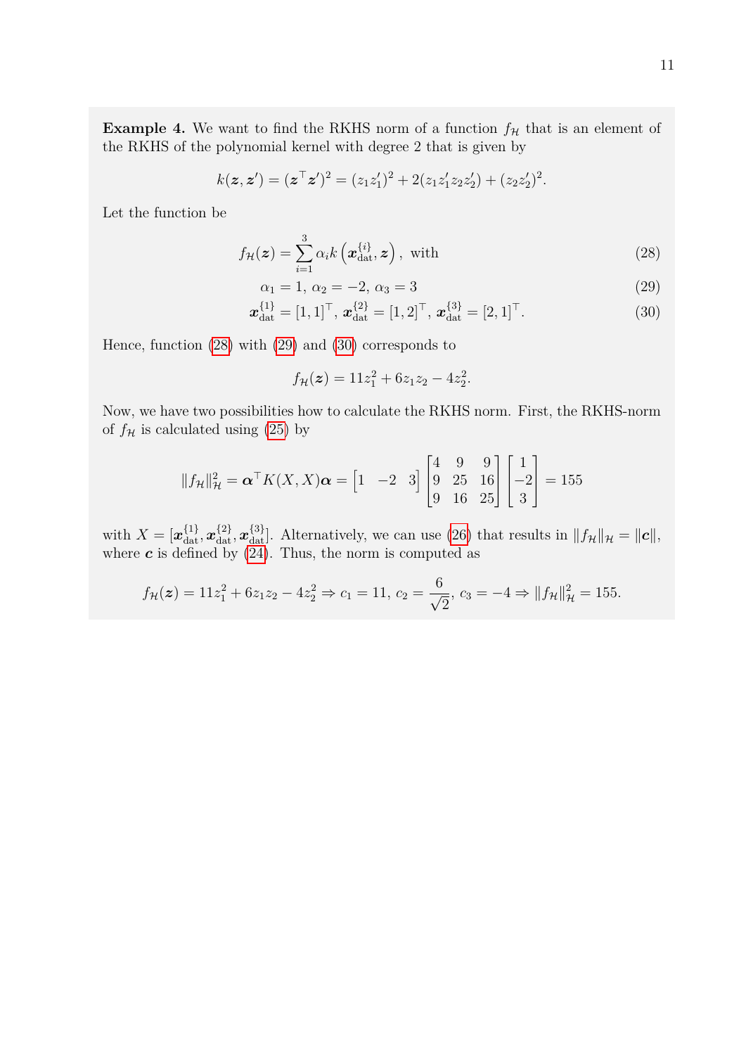**Example 4.** We want to find the RKHS norm of a function $f_\mathcal{H}$ that is an element of the RKHS of the polynomial kernel with degree 2 that is given by

$$k(\boldsymbol{z}, \boldsymbol{z}') = (\boldsymbol{z}^\top \boldsymbol{z}')^2 = (z_1 z_1')^2 + 2(z_1 z_1' z_2 z_2') + (z_2 z_2')^2.$$

Let the function be

$$f_\mathcal{H}(\boldsymbol{z}) = \sum_{i=1}^{3} \alpha_i k\left(\boldsymbol{x}_{\text{dat}}^{\{i\}}, \boldsymbol{z}\right), \text{ with} \tag{28}$$

$$\alpha_1 = 1,\ \alpha_2 = -2,\ \alpha_3 = 3 \tag{29}$$

$$\boldsymbol{x}_{\text{dat}}^{\{1\}} = [1, 1]^\top,\ \boldsymbol{x}_{\text{dat}}^{\{2\}} = [1, 2]^\top,\ \boldsymbol{x}_{\text{dat}}^{\{3\}} = [2, 1]^\top. \tag{30}$$

Hence, function (28) with (29) and (30) corresponds to

$$f_\mathcal{H}(\boldsymbol{z}) = 11 z_1^2 + 6 z_1 z_2 - 4 z_2^2.$$

Now, we have two possibilities how to calculate the RKHS norm. First, the RKHS-norm of $f_\mathcal{H}$ is calculated using (25) by

$$\|f_\mathcal{H}\|_\mathcal{H}^2 = \boldsymbol{\alpha}^\top K(X, X) \boldsymbol{\alpha} = \begin{bmatrix} 1 & -2 & 3 \end{bmatrix} \begin{bmatrix} 4 & 9 & 9 \\ 9 & 25 & 16 \\ 9 & 16 & 25 \end{bmatrix} \begin{bmatrix} 1 \\ -2 \\ 3 \end{bmatrix} = 155$$

with $X = [\boldsymbol{x}_{\text{dat}}^{\{1\}}, \boldsymbol{x}_{\text{dat}}^{\{2\}}, \boldsymbol{x}_{\text{dat}}^{\{3\}}]$. Alternatively, we can use (26) that results in $\|f_\mathcal{H}\|_\mathcal{H} = \|\boldsymbol{c}\|$, where $\boldsymbol{c}$ is defined by (24). Thus, the norm is computed as

$$f_\mathcal{H}(\boldsymbol{z}) = 11 z_1^2 + 6 z_1 z_2 - 4 z_2^2 \Rightarrow c_1 = 11,\ c_2 = \frac{6}{\sqrt{2}},\ c_3 = -4 \Rightarrow \|f_\mathcal{H}\|_\mathcal{H}^2 = 155.$$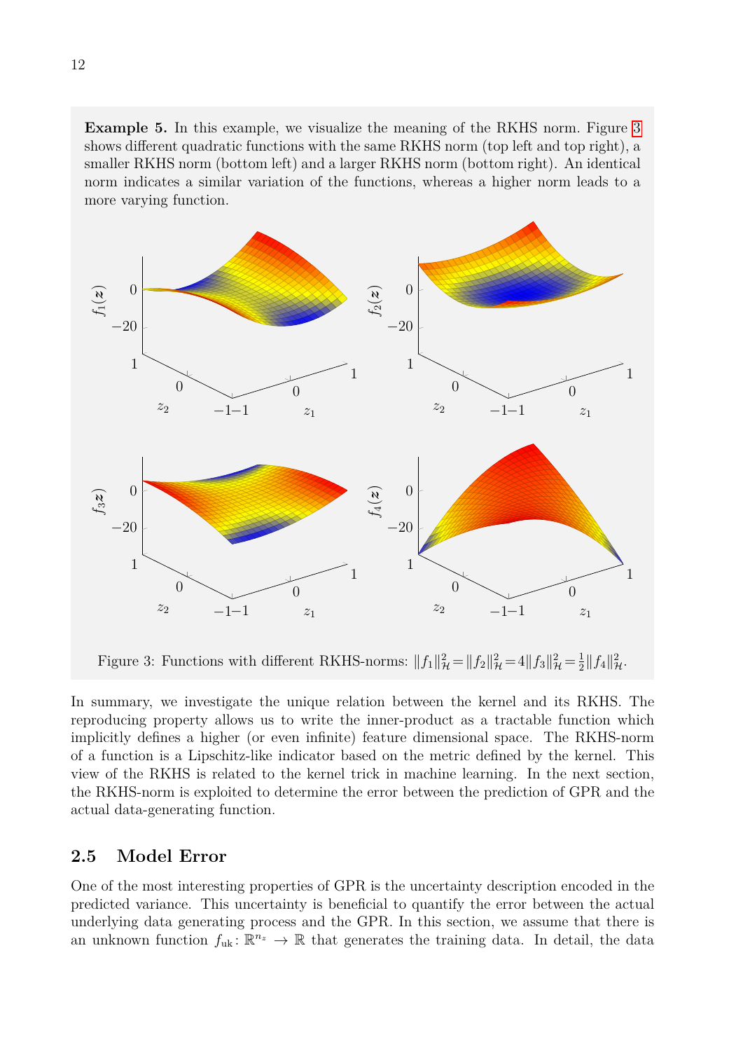**Example 5.** In this example, we visualize the meaning of the RKHS norm. Figure 3 shows different quadratic functions with the same RKHS norm (top left and top right), a smaller RKHS norm (bottom left) and a larger RKHS norm (bottom right). An identical norm indicates a similar variation of the functions, whereas a higher norm leads to a more varying function.

Figure 3: Functions with different RKHS-norms: $\|f_1\|^2_{\mathcal{H}} = \|f_2\|^2_{\mathcal{H}} = 4\|f_3\|^2_{\mathcal{H}} = \frac{1}{2}\|f_4\|^2_{\mathcal{H}}$.

In summary, we investigate the unique relation between the kernel and its RKHS. The reproducing property allows us to write the inner-product as a tractable function which implicitly defines a higher (or even infinite) feature dimensional space. The RKHS-norm of a function is a Lipschitz-like indicator based on the metric defined by the kernel. This view of the RKHS is related to the kernel trick in machine learning. In the next section, the RKHS-norm is exploited to determine the error between the prediction of GPR and the actual data-generating function.

## 2.5 Model Error

One of the most interesting properties of GPR is the uncertainty description encoded in the predicted variance. This uncertainty is beneficial to quantify the error between the actual underlying data generating process and the GPR. In this section, we assume that there is an unknown function $f_{\text{uk}} \colon \mathbb{R}^{n_z} \to \mathbb{R}$ that generates the training data. In detail, the data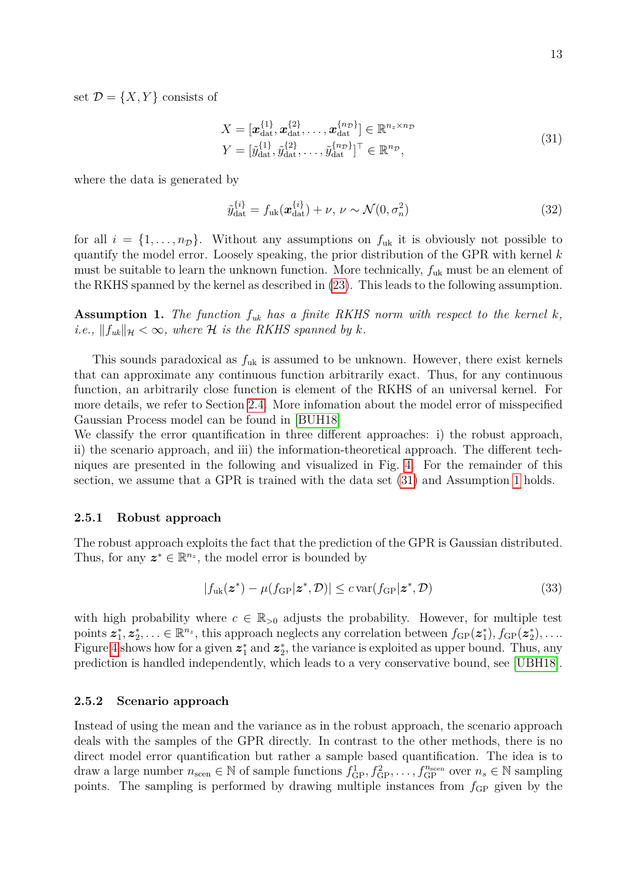set $\mathcal{D} = \{X, Y\}$ consists of

$$
\begin{aligned}
X &= [\boldsymbol{x}_{\text{dat}}^{\{1\}}, \boldsymbol{x}_{\text{dat}}^{\{2\}}, \ldots, \boldsymbol{x}_{\text{dat}}^{\{n_{\mathcal{D}}\}}] \in \mathbb{R}^{n_z \times n_{\mathcal{D}}} \\
Y &= [\tilde{y}_{\text{dat}}^{\{1\}}, \tilde{y}_{\text{dat}}^{\{2\}}, \ldots, \tilde{y}_{\text{dat}}^{\{n_{\mathcal{D}}\}}]^\top \in \mathbb{R}^{n_{\mathcal{D}}},
\end{aligned}
\tag{31}
$$

where the data is generated by

$$
\tilde{y}_{\text{dat}}^{\{i\}} = f_{\text{uk}}(\boldsymbol{x}_{\text{dat}}^{\{i\}}) + \nu, \; \nu \sim \mathcal{N}(0, \sigma_n^2) \tag{32}
$$

for all $i = \{1, \ldots, n_{\mathcal{D}}\}$. Without any assumptions on $f_{\text{uk}}$ it is obviously not possible to quantify the model error. Loosely speaking, the prior distribution of the GPR with kernel $k$ must be suitable to learn the unknown function. More technically, $f_{\text{uk}}$ must be an element of the RKHS spanned by the kernel as described in (23). This leads to the following assumption.

**Assumption 1.** *The function $f_{uk}$ has a finite RKHS norm with respect to the kernel $k$, i.e., $\|f_{uk}\|_{\mathcal{H}} < \infty$, where $\mathcal{H}$ is the RKHS spanned by $k$.*

This sounds paradoxical as $f_{\text{uk}}$ is assumed to be unknown. However, there exist kernels that can approximate any continuous function arbitrarily exact. Thus, for any continuous function, an arbitrarily close function is element of the RKHS of an universal kernel. For more details, we refer to Section 2.4. More infomation about the model error of misspecified Gaussian Process model can be found in [BUH18]
We classify the error quantification in three different approaches: i) the robust approach, ii) the scenario approach, and iii) the information-theoretical approach. The different techniques are presented in the following and visualized in Fig. 4. For the remainder of this section, we assume that a GPR is trained with the data set (31) and Assumption 1 holds.

### 2.5.1 Robust approach

The robust approach exploits the fact that the prediction of the GPR is Gaussian distributed. Thus, for any $\boldsymbol{z}^* \in \mathbb{R}^{n_z}$, the model error is bounded by

$$
|f_{\text{uk}}(\boldsymbol{z}^*) - \mu(f_{\text{GP}}|\boldsymbol{z}^*, \mathcal{D})| \leq c \operatorname{var}(f_{\text{GP}}|\boldsymbol{z}^*, \mathcal{D}) \tag{33}
$$

with high probability where $c \in \mathbb{R}_{>0}$ adjusts the probability. However, for multiple test points $\boldsymbol{z}_1^*, \boldsymbol{z}_2^*, \ldots \in \mathbb{R}^{n_z}$, this approach neglects any correlation between $f_{\text{GP}}(\boldsymbol{z}_1^*), f_{\text{GP}}(\boldsymbol{z}_2^*), \ldots$. Figure 4 shows how for a given $\boldsymbol{z}_1^*$ and $\boldsymbol{z}_2^*$, the variance is exploited as upper bound. Thus, any prediction is handled independently, which leads to a very conservative bound, see [UBH18].

### 2.5.2 Scenario approach

Instead of using the mean and the variance as in the robust approach, the scenario approach deals with the samples of the GPR directly. In contrast to the other methods, there is no direct model error quantification but rather a sample based quantification. The idea is to draw a large number $n_{\text{scen}} \in \mathbb{N}$ of sample functions $f_{\text{GP}}^1, f_{\text{GP}}^2, \ldots, f_{\text{GP}}^{n_{\text{scen}}}$ over $n_s \in \mathbb{N}$ sampling points. The sampling is performed by drawing multiple instances from $f_{\text{GP}}$ given by the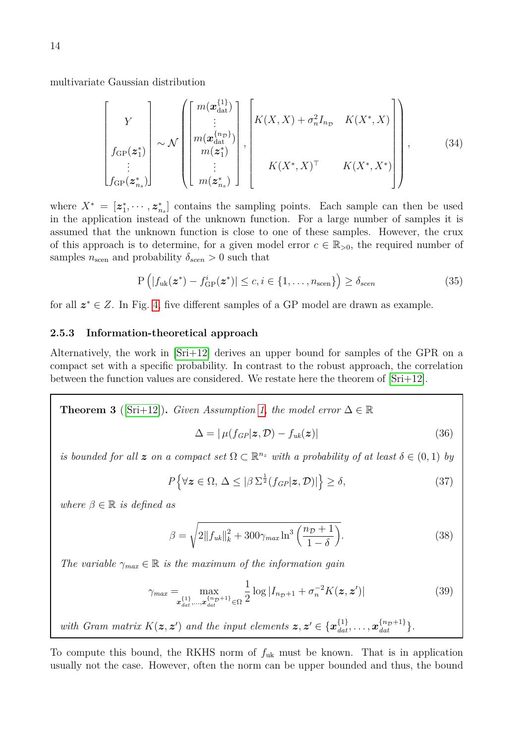multivariate Gaussian distribution

$$
\begin{bmatrix} Y \\ \\ f_{\mathrm{GP}}(\boldsymbol{z}_1^*) \\ \vdots \\ f_{\mathrm{GP}}(\boldsymbol{z}_{n_s}^*) \end{bmatrix} \sim \mathcal{N}\left( \begin{bmatrix} m(\boldsymbol{x}_{\mathrm{dat}}^{\{1\}}) \\ \vdots \\ m(\boldsymbol{x}_{\mathrm{dat}}^{\{n_\mathcal{D}\}}) \\ m(\boldsymbol{z}_1^*) \\ \vdots \\ m(\boldsymbol{z}_{n_s}^*) \end{bmatrix}, \begin{bmatrix} K(X,X) + \sigma_n^2 I_{n_\mathcal{D}} & K(X^*,X) \\ \\ K(X^*,X)^\top & K(X^*,X^*) \end{bmatrix} \right), \tag{34}
$$

where $X^* = [\boldsymbol{z}_1^*, \cdots, \boldsymbol{z}_{n_s}^*]$ contains the sampling points. Each sample can then be used in the application instead of the unknown function. For a large number of samples it is assumed that the unknown function is close to one of these samples. However, the crux of this approach is to determine, for a given model error $c \in \mathbb{R}_{>0}$, the required number of samples $n_{\mathrm{scen}}$ and probability $\delta_{scen} > 0$ such that

$$
\mathrm{P}\left( |f_{\mathrm{uk}}(\boldsymbol{z}^*) - f_{\mathrm{GP}}^i(\boldsymbol{z}^*)| \leq c, i \in \{1, \ldots, n_{\mathrm{scen}}\} \right) \geq \delta_{scen} \tag{35}
$$

for all $\boldsymbol{z}^* \in Z$. In Fig. 4, five different samples of a GP model are drawn as example.

### 2.5.3 Information-theoretical approach

Alternatively, the work in [Sri+12] derives an upper bound for samples of the GPR on a compact set with a specific probability. In contrast to the robust approach, the correlation between the function values are considered. We restate here the theorem of [Sri+12].

**Theorem 3** ([Sri+12])**.** *Given Assumption 1, the model error $\Delta \in \mathbb{R}$*

$$
\Delta = |\,\mu(f_{GP}|\boldsymbol{z}, \mathcal{D}) - f_{uk}(\boldsymbol{z})| \tag{36}
$$

*is bounded for all $\boldsymbol{z}$ on a compact set $\Omega \subset \mathbb{R}^{n_z}$ with a probability of at least $\delta \in (0,1)$ by*

$$
P\Big\{ \forall \boldsymbol{z} \in \Omega,\, \Delta \leq |\beta\, \Sigma^{\frac{1}{2}}(f_{GP}|\boldsymbol{z}, \mathcal{D})| \Big\} \geq \delta, \tag{37}
$$

*where $\beta \in \mathbb{R}$ is defined as*

$$
\beta = \sqrt{2\|f_{uk}\|_k^2 + 300\gamma_{max} \ln^3\left(\frac{n_\mathcal{D}+1}{1-\delta}\right)}. \tag{38}
$$

*The variable $\gamma_{max} \in \mathbb{R}$ is the maximum of the information gain*

$$
\gamma_{max} = \max_{\boldsymbol{x}_{dat}^{\{1\}}, \ldots, \boldsymbol{x}_{dat}^{\{n_\mathcal{D}+1\}} \in \Omega} \frac{1}{2} \log |I_{n_\mathcal{D}+1} + \sigma_n^{-2} K(\boldsymbol{z}, \boldsymbol{z}')| \tag{39}
$$

*with Gram matrix $K(\boldsymbol{z}, \boldsymbol{z}')$ and the input elements $\boldsymbol{z}, \boldsymbol{z}' \in \{\boldsymbol{x}_{dat}^{\{1\}}, \ldots, \boldsymbol{x}_{dat}^{\{n_\mathcal{D}+1\}}\}$.*

To compute this bound, the RKHS norm of $f_{\mathrm{uk}}$ must be known. That is in application usually not the case. However, often the norm can be upper bounded and thus, the bound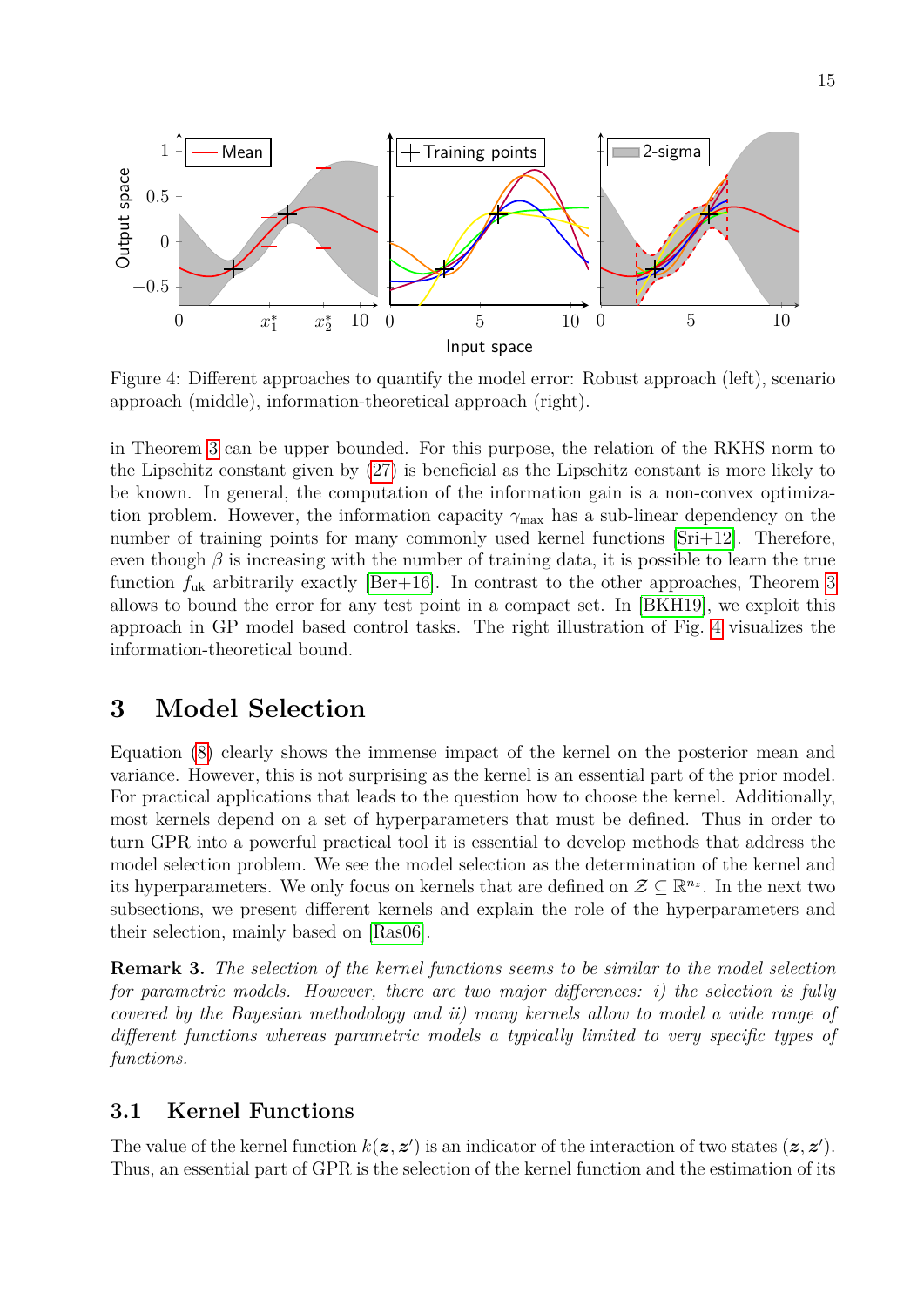Figure 4: Different approaches to quantify the model error: Robust approach (left), scenario approach (middle), information-theoretical approach (right).

in Theorem 3 can be upper bounded. For this purpose, the relation of the RKHS norm to the Lipschitz constant given by (27) is beneficial as the Lipschitz constant is more likely to be known. In general, the computation of the information gain is a non-convex optimization problem. However, the information capacity $\gamma_{\max}$ has a sub-linear dependency on the number of training points for many commonly used kernel functions [Sri+12]. Therefore, even though $\beta$ is increasing with the number of training data, it is possible to learn the true function $f_{\text{uk}}$ arbitrarily exactly [Ber+16]. In contrast to the other approaches, Theorem 3 allows to bound the error for any test point in a compact set. In [BKH19], we exploit this approach in GP model based control tasks. The right illustration of Fig. 4 visualizes the information-theoretical bound.

# 3 Model Selection

Equation (8) clearly shows the immense impact of the kernel on the posterior mean and variance. However, this is not surprising as the kernel is an essential part of the prior model. For practical applications that leads to the question how to choose the kernel. Additionally, most kernels depend on a set of hyperparameters that must be defined. Thus in order to turn GPR into a powerful practical tool it is essential to develop methods that address the model selection problem. We see the model selection as the determination of the kernel and its hyperparameters. We only focus on kernels that are defined on $\mathcal{Z} \subseteq \mathbb{R}^{n_z}$. In the next two subsections, we present different kernels and explain the role of the hyperparameters and their selection, mainly based on [Ras06].

**Remark 3.** *The selection of the kernel functions seems to be similar to the model selection for parametric models. However, there are two major differences: i) the selection is fully covered by the Bayesian methodology and ii) many kernels allow to model a wide range of different functions whereas parametric models a typically limited to very specific types of functions.*

## 3.1 Kernel Functions

The value of the kernel function $k(\boldsymbol{z}, \boldsymbol{z}')$ is an indicator of the interaction of two states $(\boldsymbol{z}, \boldsymbol{z}')$. Thus, an essential part of GPR is the selection of the kernel function and the estimation of its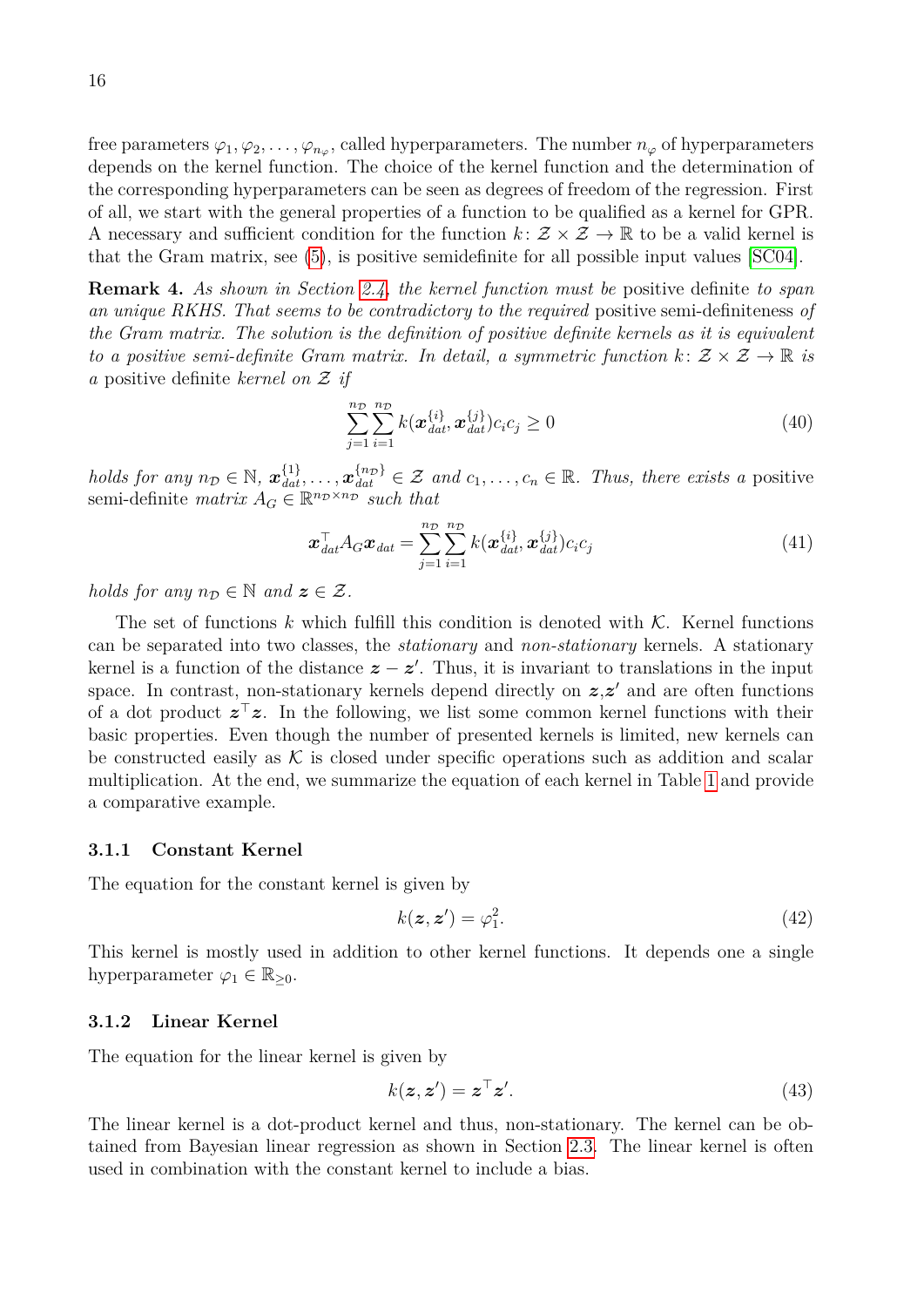free parameters $\varphi_1, \varphi_2, \dots, \varphi_{n_\varphi}$, called hyperparameters. The number $n_\varphi$ of hyperparameters depends on the kernel function. The choice of the kernel function and the determination of the corresponding hyperparameters can be seen as degrees of freedom of the regression. First of all, we start with the general properties of a function to be qualified as a kernel for GPR. A necessary and sufficient condition for the function $k\colon \mathcal{Z} \times \mathcal{Z} \to \mathbb{R}$ to be a valid kernel is that the Gram matrix, see (5), is positive semidefinite for all possible input values [SC04].

**Remark 4.** *As shown in Section 2.4, the kernel function must be* positive definite *to span an unique RKHS. That seems to be contradictory to the required* positive semi-definiteness *of the Gram matrix. The solution is the definition of positive definite kernels as it is equivalent to a positive semi-definite Gram matrix. In detail, a symmetric function $k\colon \mathcal{Z} \times \mathcal{Z} \to \mathbb{R}$ is a* positive definite *kernel on $\mathcal{Z}$ if*

$$\sum_{j=1}^{n_\mathcal{D}} \sum_{i=1}^{n_\mathcal{D}} k(\boldsymbol{x}_{dat}^{\{i\}}, \boldsymbol{x}_{dat}^{\{j\}}) c_i c_j \geq 0 \tag{40}$$

*holds for any $n_\mathcal{D} \in \mathbb{N}$, $\boldsymbol{x}_{dat}^{\{1\}}, \dots, \boldsymbol{x}_{dat}^{\{n_\mathcal{D}\}} \in \mathcal{Z}$ and $c_1, \dots, c_n \in \mathbb{R}$. Thus, there exists a* positive semi-definite *matrix $A_G \in \mathbb{R}^{n_\mathcal{D} \times n_\mathcal{D}}$ such that*

$$\boldsymbol{x}_{dat}^\top A_G \boldsymbol{x}_{dat} = \sum_{j=1}^{n_\mathcal{D}} \sum_{i=1}^{n_\mathcal{D}} k(\boldsymbol{x}_{dat}^{\{i\}}, \boldsymbol{x}_{dat}^{\{j\}}) c_i c_j \tag{41}$$

*holds for any $n_\mathcal{D} \in \mathbb{N}$ and $\boldsymbol{z} \in \mathcal{Z}$.*

The set of functions $k$ which fulfill this condition is denoted with $\mathcal{K}$. Kernel functions can be separated into two classes, the *stationary* and *non-stationary* kernels. A stationary kernel is a function of the distance $\boldsymbol{z} - \boldsymbol{z}'$. Thus, it is invariant to translations in the input space. In contrast, non-stationary kernels depend directly on $\boldsymbol{z}$,$\boldsymbol{z}'$ and are often functions of a dot product $\boldsymbol{z}^\top \boldsymbol{z}$. In the following, we list some common kernel functions with their basic properties. Even though the number of presented kernels is limited, new kernels can be constructed easily as $\mathcal{K}$ is closed under specific operations such as addition and scalar multiplication. At the end, we summarize the equation of each kernel in Table 1 and provide a comparative example.

### 3.1.1 Constant Kernel

The equation for the constant kernel is given by

$$k(\boldsymbol{z}, \boldsymbol{z}') = \varphi_1^2. \tag{42}$$

This kernel is mostly used in addition to other kernel functions. It depends one a single hyperparameter $\varphi_1 \in \mathbb{R}_{\geq 0}$.

### 3.1.2 Linear Kernel

The equation for the linear kernel is given by

$$k(\boldsymbol{z}, \boldsymbol{z}') = \boldsymbol{z}^\top \boldsymbol{z}'. \tag{43}$$

The linear kernel is a dot-product kernel and thus, non-stationary. The kernel can be obtained from Bayesian linear regression as shown in Section 2.3. The linear kernel is often used in combination with the constant kernel to include a bias.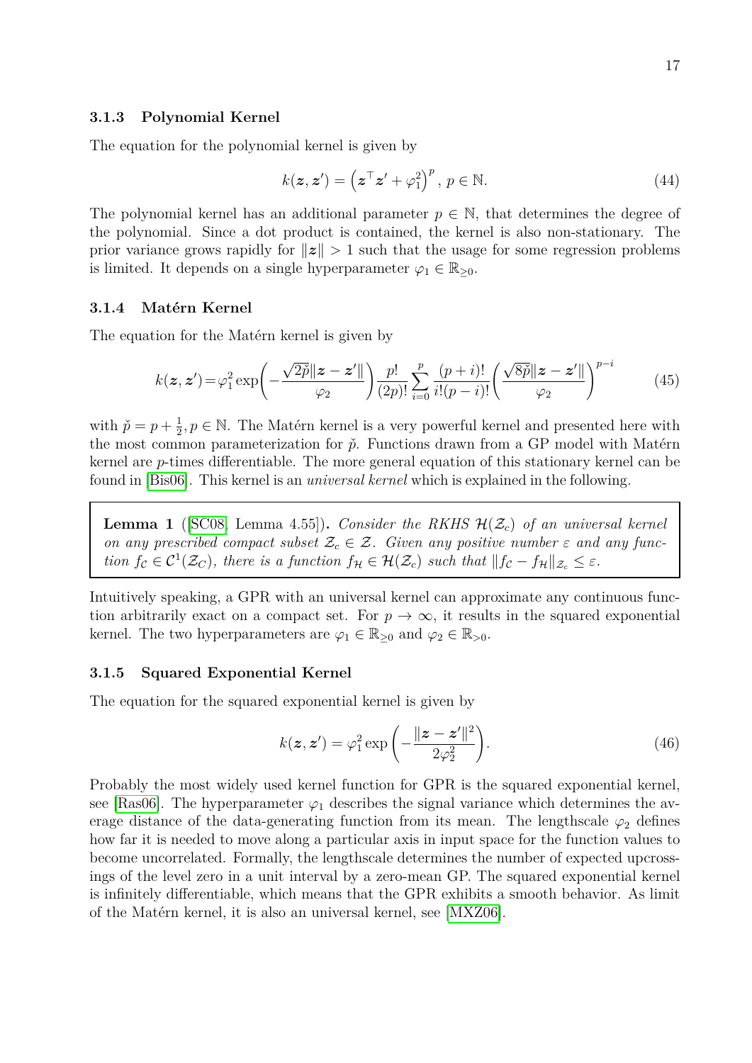### 3.1.3 Polynomial Kernel

The equation for the polynomial kernel is given by

$$k(\boldsymbol{z}, \boldsymbol{z}') = \left(\boldsymbol{z}^\top \boldsymbol{z}' + \varphi_1^2\right)^p, \; p \in \mathbb{N}. \tag{44}$$

The polynomial kernel has an additional parameter $p \in \mathbb{N}$, that determines the degree of the polynomial. Since a dot product is contained, the kernel is also non-stationary. The prior variance grows rapidly for $\|\boldsymbol{z}\| > 1$ such that the usage for some regression problems is limited. It depends on a single hyperparameter $\varphi_1 \in \mathbb{R}_{\geq 0}$.

### 3.1.4 Matérn Kernel

The equation for the Matérn kernel is given by

$$k(\boldsymbol{z}, \boldsymbol{z}') = \varphi_1^2 \exp\left(-\frac{\sqrt{2\check{p}}\|\boldsymbol{z} - \boldsymbol{z}'\|}{\varphi_2}\right) \frac{p!}{(2p)!} \sum_{i=0}^{p} \frac{(p+i)!}{i!(p-i)!} \left(\frac{\sqrt{8\check{p}}\|\boldsymbol{z} - \boldsymbol{z}'\|}{\varphi_2}\right)^{p-i} \tag{45}$$

with $\check{p} = p + \frac{1}{2}, p \in \mathbb{N}$. The Matérn kernel is a very powerful kernel and presented here with the most common parameterization for $\check{p}$. Functions drawn from a GP model with Matérn kernel are $p$-times differentiable. The more general equation of this stationary kernel can be found in [Bis06]. This kernel is an *universal kernel* which is explained in the following.

> **Lemma 1** ([SC08, Lemma 4.55]). *Consider the RKHS $\mathcal{H}(\mathcal{Z}_c)$ of an universal kernel on any prescribed compact subset $\mathcal{Z}_c \in \mathcal{Z}$. Given any positive number $\varepsilon$ and any function $f_\mathcal{C} \in \mathcal{C}^1(\mathcal{Z}_C)$, there is a function $f_\mathcal{H} \in \mathcal{H}(\mathcal{Z}_c)$ such that $\|f_\mathcal{C} - f_\mathcal{H}\|_{\mathcal{Z}_c} \leq \varepsilon$.*

Intuitively speaking, a GPR with an universal kernel can approximate any continuous function arbitrarily exact on a compact set. For $p \to \infty$, it results in the squared exponential kernel. The two hyperparameters are $\varphi_1 \in \mathbb{R}_{\geq 0}$ and $\varphi_2 \in \mathbb{R}_{>0}$.

### 3.1.5 Squared Exponential Kernel

The equation for the squared exponential kernel is given by

$$k(\boldsymbol{z}, \boldsymbol{z}') = \varphi_1^2 \exp\left(-\frac{\|\boldsymbol{z} - \boldsymbol{z}'\|^2}{2\varphi_2^2}\right). \tag{46}$$

Probably the most widely used kernel function for GPR is the squared exponential kernel, see [Ras06]. The hyperparameter $\varphi_1$ describes the signal variance which determines the average distance of the data-generating function from its mean. The lengthscale $\varphi_2$ defines how far it is needed to move along a particular axis in input space for the function values to become uncorrelated. Formally, the lengthscale determines the number of expected upcrossings of the level zero in a unit interval by a zero-mean GP. The squared exponential kernel is infinitely differentiable, which means that the GPR exhibits a smooth behavior. As limit of the Matérn kernel, it is also an universal kernel, see [MXZ06].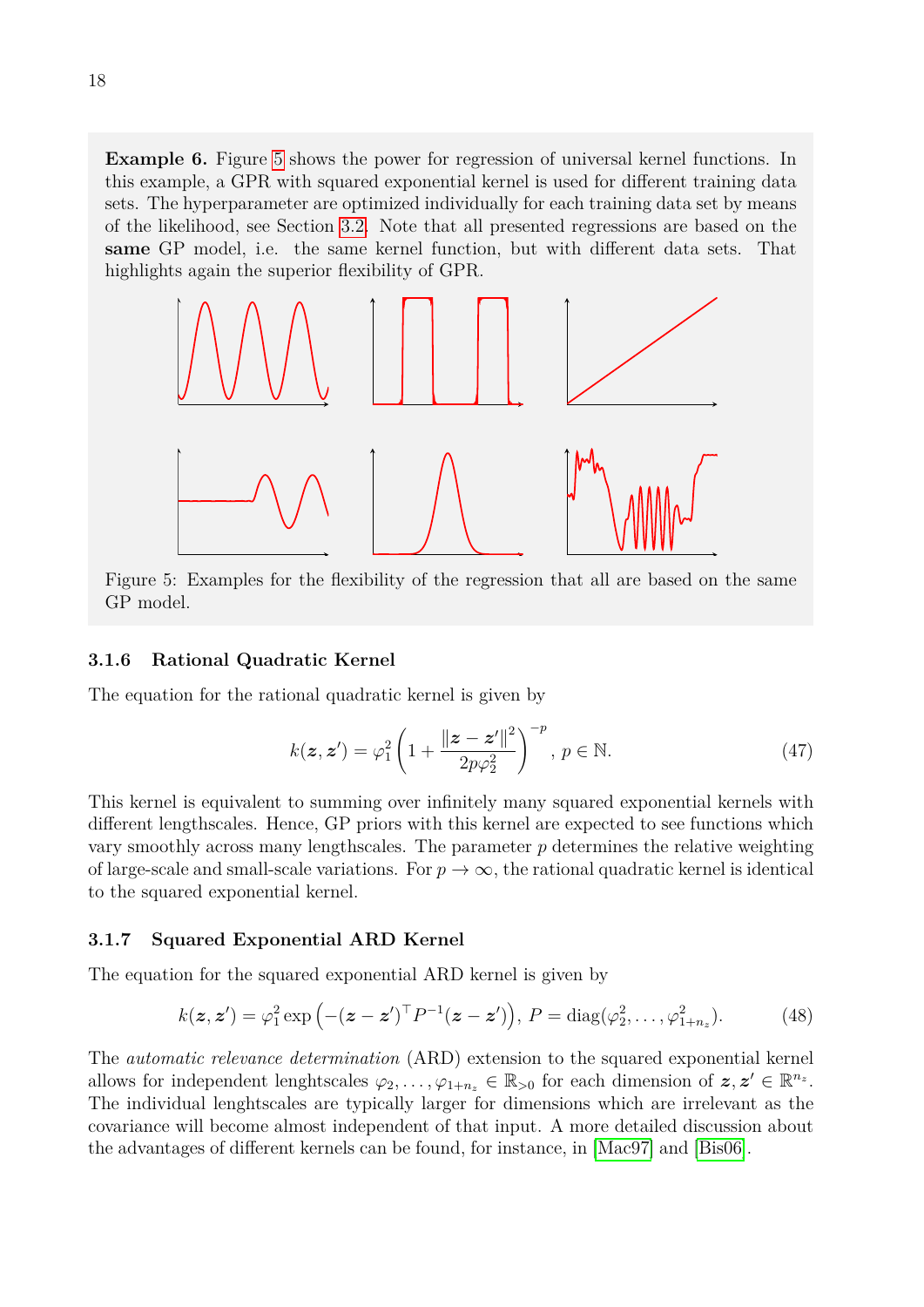**Example 6.** Figure 5 shows the power for regression of universal kernel functions. In this example, a GPR with squared exponential kernel is used for different training data sets. The hyperparameter are optimized individually for each training data set by means of the likelihood, see Section 3.2. Note that all presented regressions are based on the **same** GP model, i.e. the same kernel function, but with different data sets. That highlights again the superior flexibility of GPR.

Figure 5: Examples for the flexibility of the regression that all are based on the same GP model.

### 3.1.6 Rational Quadratic Kernel

The equation for the rational quadratic kernel is given by

$$k(\boldsymbol{z}, \boldsymbol{z}') = \varphi_1^2 \left(1 + \frac{\|\boldsymbol{z} - \boldsymbol{z}'\|^2}{2p\varphi_2^2}\right)^{-p}, \, p \in \mathbb{N}. \tag{47}$$

This kernel is equivalent to summing over infinitely many squared exponential kernels with different lengthscales. Hence, GP priors with this kernel are expected to see functions which vary smoothly across many lengthscales. The parameter $p$ determines the relative weighting of large-scale and small-scale variations. For $p \to \infty$, the rational quadratic kernel is identical to the squared exponential kernel.

### 3.1.7 Squared Exponential ARD Kernel

The equation for the squared exponential ARD kernel is given by

$$k(\boldsymbol{z}, \boldsymbol{z}') = \varphi_1^2 \exp\left(-(\boldsymbol{z} - \boldsymbol{z}')^\top P^{-1} (\boldsymbol{z} - \boldsymbol{z}')\right), \, P = \operatorname{diag}(\varphi_2^2, \ldots, \varphi_{1+n_z}^2). \tag{48}$$

The *automatic relevance determination* (ARD) extension to the squared exponential kernel allows for independent lenghtscales $\varphi_2, \ldots, \varphi_{1+n_z} \in \mathbb{R}_{>0}$ for each dimension of $\boldsymbol{z}, \boldsymbol{z}' \in \mathbb{R}^{n_z}$. The individual lenghtscales are typically larger for dimensions which are irrelevant as the covariance will become almost independent of that input. A more detailed discussion about the advantages of different kernels can be found, for instance, in [Mac97] and [Bis06].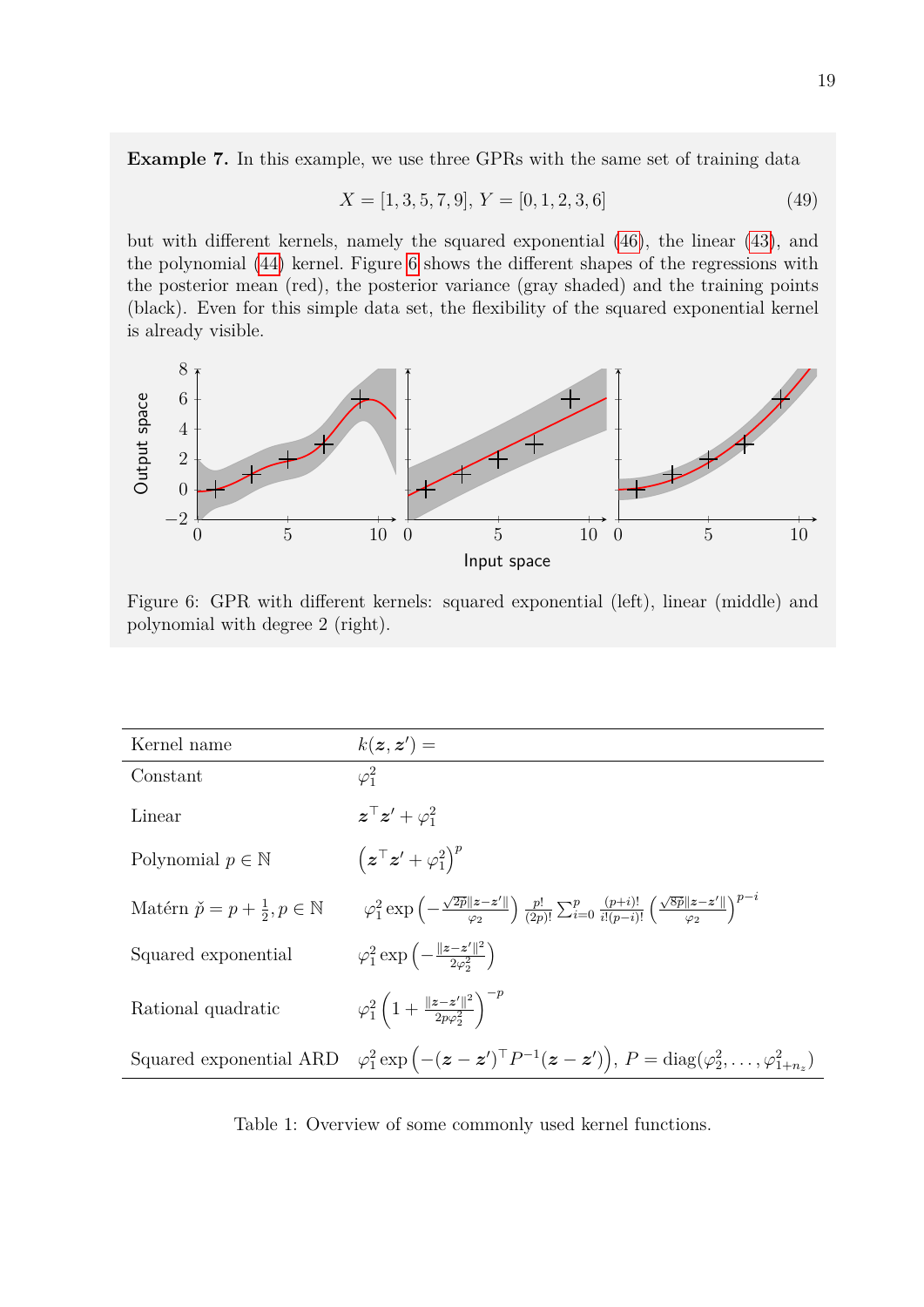**Example 7.** In this example, we use three GPRs with the same set of training data

$$X = [1, 3, 5, 7, 9],\ Y = [0, 1, 2, 3, 6] \tag{49}$$

but with different kernels, namely the squared exponential (46), the linear (43), and the polynomial (44) kernel. Figure 6 shows the different shapes of the regressions with the posterior mean (red), the posterior variance (gray shaded) and the training points (black). Even for this simple data set, the flexibility of the squared exponential kernel is already visible.

Figure 6: GPR with different kernels: squared exponential (left), linear (middle) and polynomial with degree 2 (right).

| Kernel name | $k(\boldsymbol{z}, \boldsymbol{z}') =$ |
|---|---|
| Constant | $\varphi_1^2$ |
| Linear | $\boldsymbol{z}^\top \boldsymbol{z}' + \varphi_1^2$ |
| Polynomial $p \in \mathbb{N}$ | $\left(\boldsymbol{z}^\top \boldsymbol{z}' + \varphi_1^2\right)^p$ |
| Matérn $\check{p} = p + \frac{1}{2}, p \in \mathbb{N}$ | $\varphi_1^2 \exp\left(-\frac{\sqrt{2\check{p}}\Vert\boldsymbol{z}-\boldsymbol{z}'\Vert}{\varphi_2}\right) \frac{p!}{(2p)!} \sum_{i=0}^{p} \frac{(p+i)!}{i!(p-i)!} \left(\frac{\sqrt{8\check{p}}\Vert\boldsymbol{z}-\boldsymbol{z}'\Vert}{\varphi_2}\right)^{p-i}$ |
| Squared exponential | $\varphi_1^2 \exp\left(-\frac{\Vert\boldsymbol{z}-\boldsymbol{z}'\Vert^2}{2\varphi_2^2}\right)$ |
| Rational quadratic | $\varphi_1^2 \left(1 + \frac{\Vert\boldsymbol{z}-\boldsymbol{z}'\Vert^2}{2p\varphi_2^2}\right)^{-p}$ |
| Squared exponential ARD | $\varphi_1^2 \exp\left(-(\boldsymbol{z}-\boldsymbol{z}')^\top P^{-1}(\boldsymbol{z}-\boldsymbol{z}')\right),\ P = \operatorname{diag}(\varphi_2^2, \ldots, \varphi_{1+n_z}^2)$ |

Table 1: Overview of some commonly used kernel functions.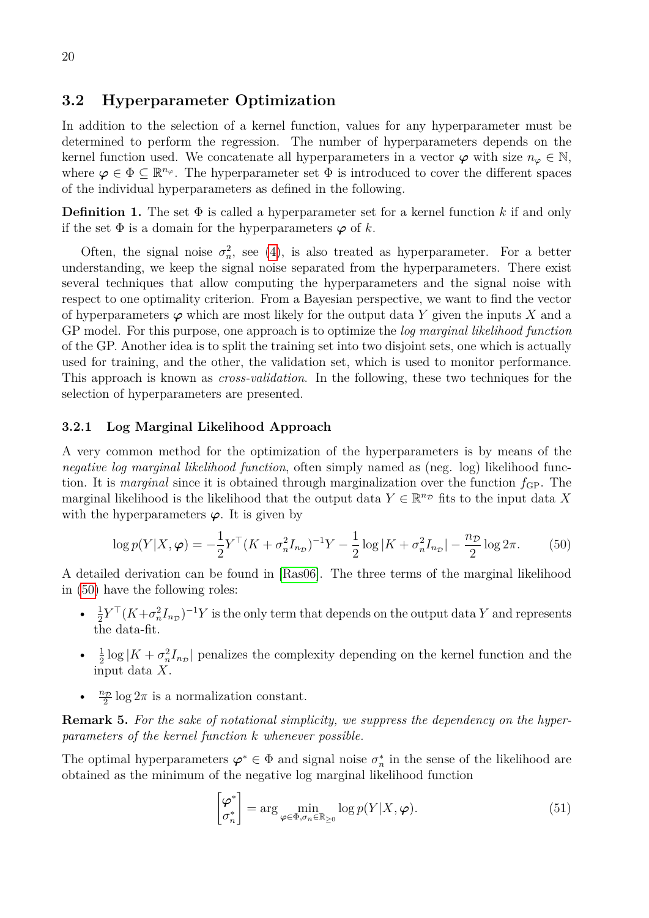## 3.2 Hyperparameter Optimization

In addition to the selection of a kernel function, values for any hyperparameter must be determined to perform the regression. The number of hyperparameters depends on the kernel function used. We concatenate all hyperparameters in a vector $\boldsymbol{\varphi}$ with size $n_\varphi \in \mathbb{N}$, where $\boldsymbol{\varphi} \in \Phi \subseteq \mathbb{R}^{n_\varphi}$. The hyperparameter set $\Phi$ is introduced to cover the different spaces of the individual hyperparameters as defined in the following.

**Definition 1.** The set $\Phi$ is called a hyperparameter set for a kernel function $k$ if and only if the set $\Phi$ is a domain for the hyperparameters $\boldsymbol{\varphi}$ of $k$.

Often, the signal noise $\sigma_n^2$, see (4), is also treated as hyperparameter. For a better understanding, we keep the signal noise separated from the hyperparameters. There exist several techniques that allow computing the hyperparameters and the signal noise with respect to one optimality criterion. From a Bayesian perspective, we want to find the vector of hyperparameters $\boldsymbol{\varphi}$ which are most likely for the output data $Y$ given the inputs $X$ and a GP model. For this purpose, one approach is to optimize the *log marginal likelihood function* of the GP. Another idea is to split the training set into two disjoint sets, one which is actually used for training, and the other, the validation set, which is used to monitor performance. This approach is known as *cross-validation*. In the following, these two techniques for the selection of hyperparameters are presented.

### 3.2.1 Log Marginal Likelihood Approach

A very common method for the optimization of the hyperparameters is by means of the *negative log marginal likelihood function*, often simply named as (neg. log) likelihood function. It is *marginal* since it is obtained through marginalization over the function $f_{\text{GP}}$. The marginal likelihood is the likelihood that the output data $Y \in \mathbb{R}^{n_\mathcal{D}}$ fits to the input data $X$ with the hyperparameters $\boldsymbol{\varphi}$. It is given by

$$\log p(Y|X, \boldsymbol{\varphi}) = -\frac{1}{2} Y^\top (K + \sigma_n^2 I_{n_\mathcal{D}})^{-1} Y - \frac{1}{2} \log |K + \sigma_n^2 I_{n_\mathcal{D}}| - \frac{n_\mathcal{D}}{2} \log 2\pi. \tag{50}$$

A detailed derivation can be found in [Ras06]. The three terms of the marginal likelihood in (50) have the following roles:

- $\frac{1}{2} Y^\top (K + \sigma_n^2 I_{n_\mathcal{D}})^{-1} Y$ is the only term that depends on the output data $Y$ and represents the data-fit.
- $\frac{1}{2} \log |K + \sigma_n^2 I_{n_\mathcal{D}}|$ penalizes the complexity depending on the kernel function and the input data $X$.
- $\frac{n_\mathcal{D}}{2} \log 2\pi$ is a normalization constant.

**Remark 5.** *For the sake of notational simplicity, we suppress the dependency on the hyperparameters of the kernel function $k$ whenever possible.*

The optimal hyperparameters $\boldsymbol{\varphi}^* \in \Phi$ and signal noise $\sigma_n^*$ in the sense of the likelihood are obtained as the minimum of the negative log marginal likelihood function

$$\begin{bmatrix} \boldsymbol{\varphi}^* \\ \sigma_n^* \end{bmatrix} = \arg \min_{\boldsymbol{\varphi} \in \Phi, \sigma_n \in \mathbb{R}_{\geq 0}} \log p(Y|X, \boldsymbol{\varphi}). \tag{51}$$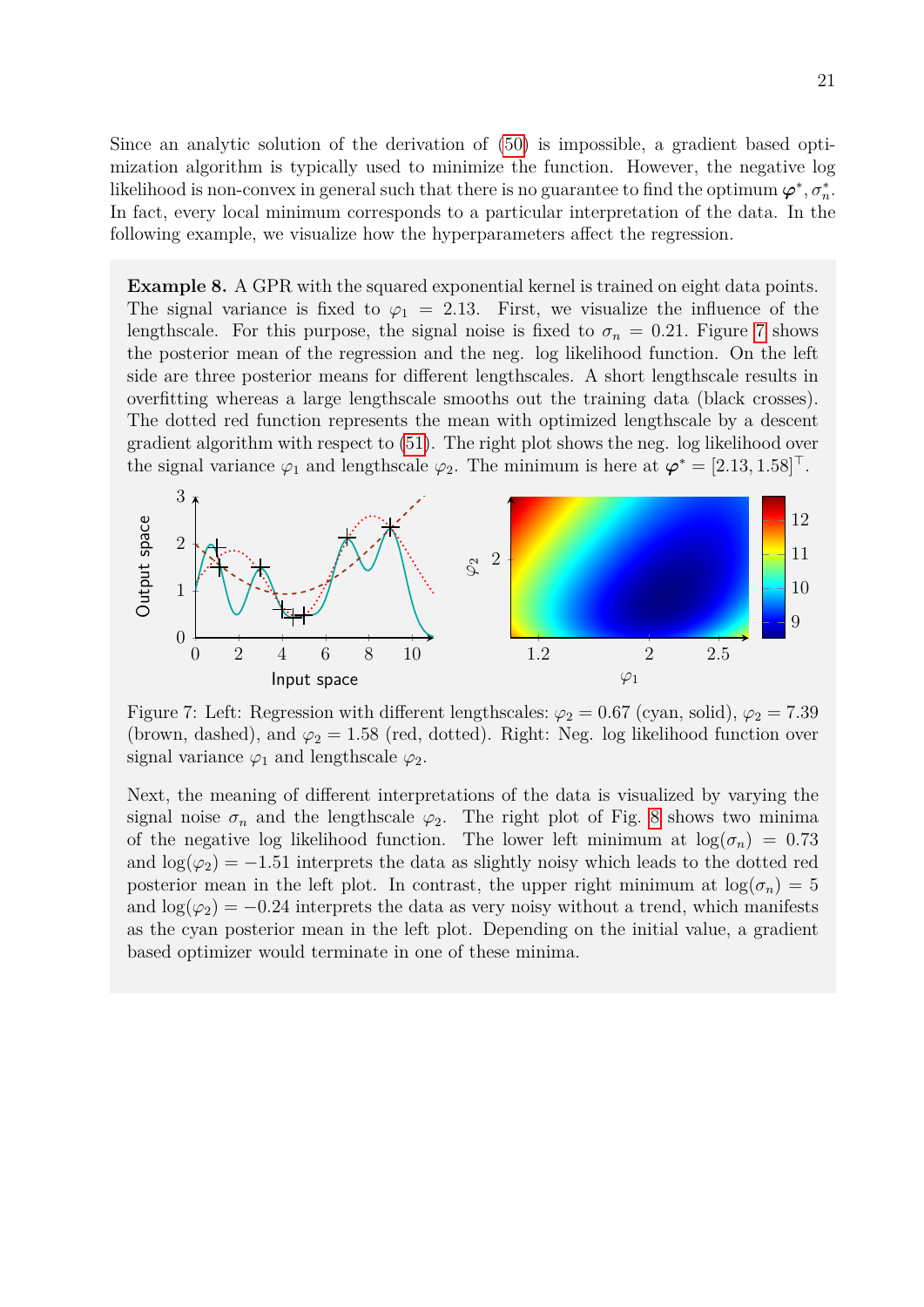Since an analytic solution of the derivation of (50) is impossible, a gradient based optimization algorithm is typically used to minimize the function. However, the negative log likelihood is non-convex in general such that there is no guarantee to find the optimum $\boldsymbol{\varphi}^*, \sigma_n^*$. In fact, every local minimum corresponds to a particular interpretation of the data. In the following example, we visualize how the hyperparameters affect the regression.

**Example 8.** A GPR with the squared exponential kernel is trained on eight data points. The signal variance is fixed to $\varphi_1 = 2.13$. First, we visualize the influence of the lengthscale. For this purpose, the signal noise is fixed to $\sigma_n = 0.21$. Figure 7 shows the posterior mean of the regression and the neg. log likelihood function. On the left side are three posterior means for different lengthscales. A short lengthscale results in overfitting whereas a large lengthscale smooths out the training data (black crosses). The dotted red function represents the mean with optimized lengthscale by a descent gradient algorithm with respect to (51). The right plot shows the neg. log likelihood over the signal variance $\varphi_1$ and lengthscale $\varphi_2$. The minimum is here at $\boldsymbol{\varphi}^* = [2.13, 1.58]^\top$.

Figure 7: Left: Regression with different lengthscales: $\varphi_2 = 0.67$ (cyan, solid), $\varphi_2 = 7.39$ (brown, dashed), and $\varphi_2 = 1.58$ (red, dotted). Right: Neg. log likelihood function over signal variance $\varphi_1$ and lengthscale $\varphi_2$.

Next, the meaning of different interpretations of the data is visualized by varying the signal noise $\sigma_n$ and the lengthscale $\varphi_2$. The right plot of Fig. 8 shows two minima of the negative log likelihood function. The lower left minimum at $\log(\sigma_n) = 0.73$ and $\log(\varphi_2) = -1.51$ interprets the data as slightly noisy which leads to the dotted red posterior mean in the left plot. In contrast, the upper right minimum at $\log(\sigma_n) = 5$ and $\log(\varphi_2) = -0.24$ interprets the data as very noisy without a trend, which manifests as the cyan posterior mean in the left plot. Depending on the initial value, a gradient based optimizer would terminate in one of these minima.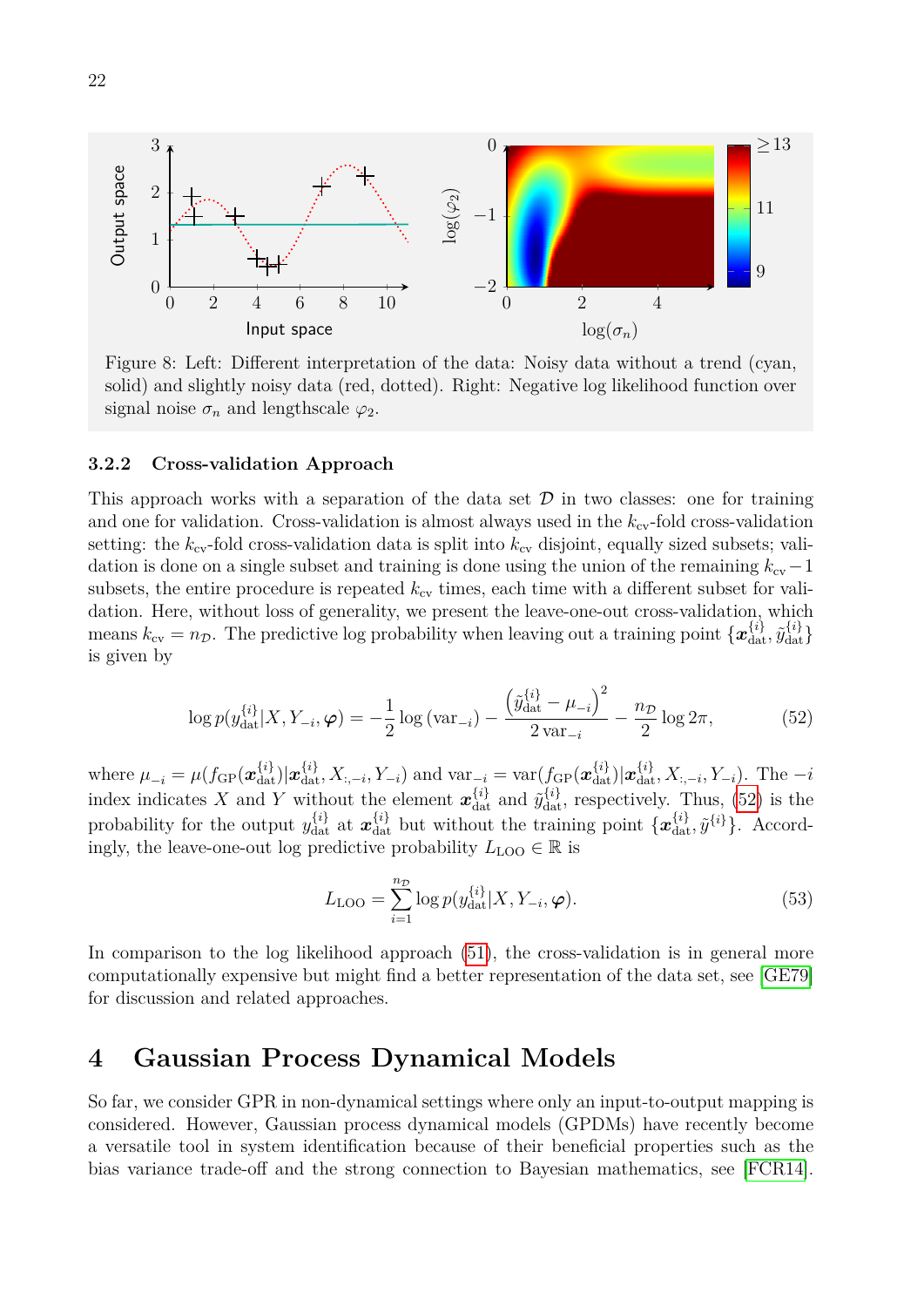Figure 8: Left: Different interpretation of the data: Noisy data without a trend (cyan, solid) and slightly noisy data (red, dotted). Right: Negative log likelihood function over signal noise $\sigma_n$ and lengthscale $\varphi_2$.

### 3.2.2 Cross-validation Approach

This approach works with a separation of the data set $\mathcal{D}$ in two classes: one for training and one for validation. Cross-validation is almost always used in the $k_{\text{cv}}$-fold cross-validation setting: the $k_{\text{cv}}$-fold cross-validation data is split into $k_{\text{cv}}$ disjoint, equally sized subsets; validation is done on a single subset and training is done using the union of the remaining $k_{\text{cv}}-1$ subsets, the entire procedure is repeated $k_{\text{cv}}$ times, each time with a different subset for validation. Here, without loss of generality, we present the leave-one-out cross-validation, which means $k_{\text{cv}} = n_{\mathcal{D}}$. The predictive log probability when leaving out a training point $\{\boldsymbol{x}_{\text{dat}}^{\{i\}}, \tilde{y}_{\text{dat}}^{\{i\}}\}$ is given by

$$\log p(y_{\text{dat}}^{\{i\}}|X, Y_{-i}, \boldsymbol{\varphi}) = -\frac{1}{2}\log\left(\text{var}_{-i}\right) - \frac{\left(\tilde{y}_{\text{dat}}^{\{i\}} - \mu_{-i}\right)^2}{2\,\text{var}_{-i}} - \frac{n_{\mathcal{D}}}{2}\log 2\pi, \tag{52}$$

where $\mu_{-i} = \mu(f_{\text{GP}}(\boldsymbol{x}_{\text{dat}}^{\{i\}})|\boldsymbol{x}_{\text{dat}}^{\{i\}}, X_{:,-i}, Y_{-i})$ and $\text{var}_{-i} = \text{var}(f_{\text{GP}}(\boldsymbol{x}_{\text{dat}}^{\{i\}})|\boldsymbol{x}_{\text{dat}}^{\{i\}}, X_{:,-i}, Y_{-i})$. The $-i$ index indicates $X$ and $Y$ without the element $\boldsymbol{x}_{\text{dat}}^{\{i\}}$ and $\tilde{y}_{\text{dat}}^{\{i\}}$, respectively. Thus, (52) is the probability for the output $y_{\text{dat}}^{\{i\}}$ at $\boldsymbol{x}_{\text{dat}}^{\{i\}}$ but without the training point $\{\boldsymbol{x}_{\text{dat}}^{\{i\}}, \tilde{y}^{\{i\}}\}$. Accordingly, the leave-one-out log predictive probability $L_{\text{LOO}} \in \mathbb{R}$ is

$$L_{\text{LOO}} = \sum_{i=1}^{n_{\mathcal{D}}} \log p(y_{\text{dat}}^{\{i\}}|X, Y_{-i}, \boldsymbol{\varphi}). \tag{53}$$

In comparison to the log likelihood approach (51), the cross-validation is in general more computationally expensive but might find a better representation of the data set, see [GE79] for discussion and related approaches.

# 4 Gaussian Process Dynamical Models

So far, we consider GPR in non-dynamical settings where only an input-to-output mapping is considered. However, Gaussian process dynamical models (GPDMs) have recently become a versatile tool in system identification because of their beneficial properties such as the bias variance trade-off and the strong connection to Bayesian mathematics, see [FCR14].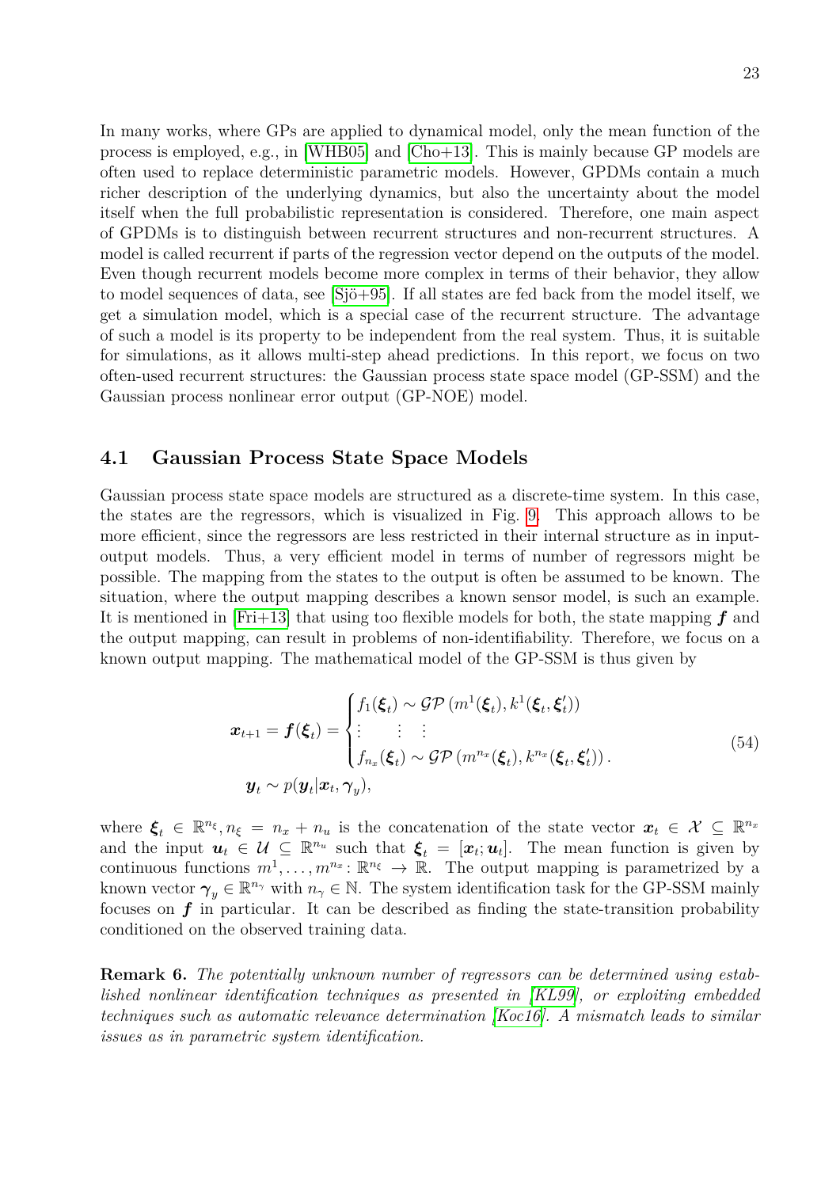In many works, where GPs are applied to dynamical model, only the mean function of the process is employed, e.g., in [WHB05] and [Cho+13]. This is mainly because GP models are often used to replace deterministic parametric models. However, GPDMs contain a much richer description of the underlying dynamics, but also the uncertainty about the model itself when the full probabilistic representation is considered. Therefore, one main aspect of GPDMs is to distinguish between recurrent structures and non-recurrent structures. A model is called recurrent if parts of the regression vector depend on the outputs of the model. Even though recurrent models become more complex in terms of their behavior, they allow to model sequences of data, see [Sjö+95]. If all states are fed back from the model itself, we get a simulation model, which is a special case of the recurrent structure. The advantage of such a model is its property to be independent from the real system. Thus, it is suitable for simulations, as it allows multi-step ahead predictions. In this report, we focus on two often-used recurrent structures: the Gaussian process state space model (GP-SSM) and the Gaussian process nonlinear error output (GP-NOE) model.

## 4.1 Gaussian Process State Space Models

Gaussian process state space models are structured as a discrete-time system. In this case, the states are the regressors, which is visualized in Fig. 9. This approach allows to be more efficient, since the regressors are less restricted in their internal structure as in input-output models. Thus, a very efficient model in terms of number of regressors might be possible. The mapping from the states to the output is often be assumed to be known. The situation, where the output mapping describes a known sensor model, is such an example. It is mentioned in [Fri+13] that using too flexible models for both, the state mapping $\boldsymbol{f}$ and the output mapping, can result in problems of non-identifiability. Therefore, we focus on a known output mapping. The mathematical model of the GP-SSM is thus given by

$$
\begin{aligned}
\boldsymbol{x}_{t+1} = \boldsymbol{f}(\boldsymbol{\xi}_t) &= \begin{cases} f_1(\boldsymbol{\xi}_t) \sim \mathcal{GP}\left(m^1(\boldsymbol{\xi}_t), k^1(\boldsymbol{\xi}_t, \boldsymbol{\xi}_t')\right) \\ \vdots \qquad \vdots \quad \vdots \\ f_{n_x}(\boldsymbol{\xi}_t) \sim \mathcal{GP}\left(m^{n_x}(\boldsymbol{\xi}_t), k^{n_x}(\boldsymbol{\xi}_t, \boldsymbol{\xi}_t')\right). \end{cases} \\
\boldsymbol{y}_t &\sim p(\boldsymbol{y}_t | \boldsymbol{x}_t, \boldsymbol{\gamma}_y),
\end{aligned}
\tag{54}
$$

where $\boldsymbol{\xi}_t \in \mathbb{R}^{n_\xi}, n_\xi = n_x + n_u$ is the concatenation of the state vector $\boldsymbol{x}_t \in \mathcal{X} \subseteq \mathbb{R}^{n_x}$ and the input $\boldsymbol{u}_t \in \mathcal{U} \subseteq \mathbb{R}^{n_u}$ such that $\boldsymbol{\xi}_t = [\boldsymbol{x}_t; \boldsymbol{u}_t]$. The mean function is given by continuous functions $m^1, \dots, m^{n_x} \colon \mathbb{R}^{n_\xi} \to \mathbb{R}$. The output mapping is parametrized by a known vector $\boldsymbol{\gamma}_y \in \mathbb{R}^{n_\gamma}$ with $n_\gamma \in \mathbb{N}$. The system identification task for the GP-SSM mainly focuses on $\boldsymbol{f}$ in particular. It can be described as finding the state-transition probability conditioned on the observed training data.

**Remark 6.** *The potentially unknown number of regressors can be determined using established nonlinear identification techniques as presented in [KL99], or exploiting embedded techniques such as automatic relevance determination [Koc16]. A mismatch leads to similar issues as in parametric system identification.*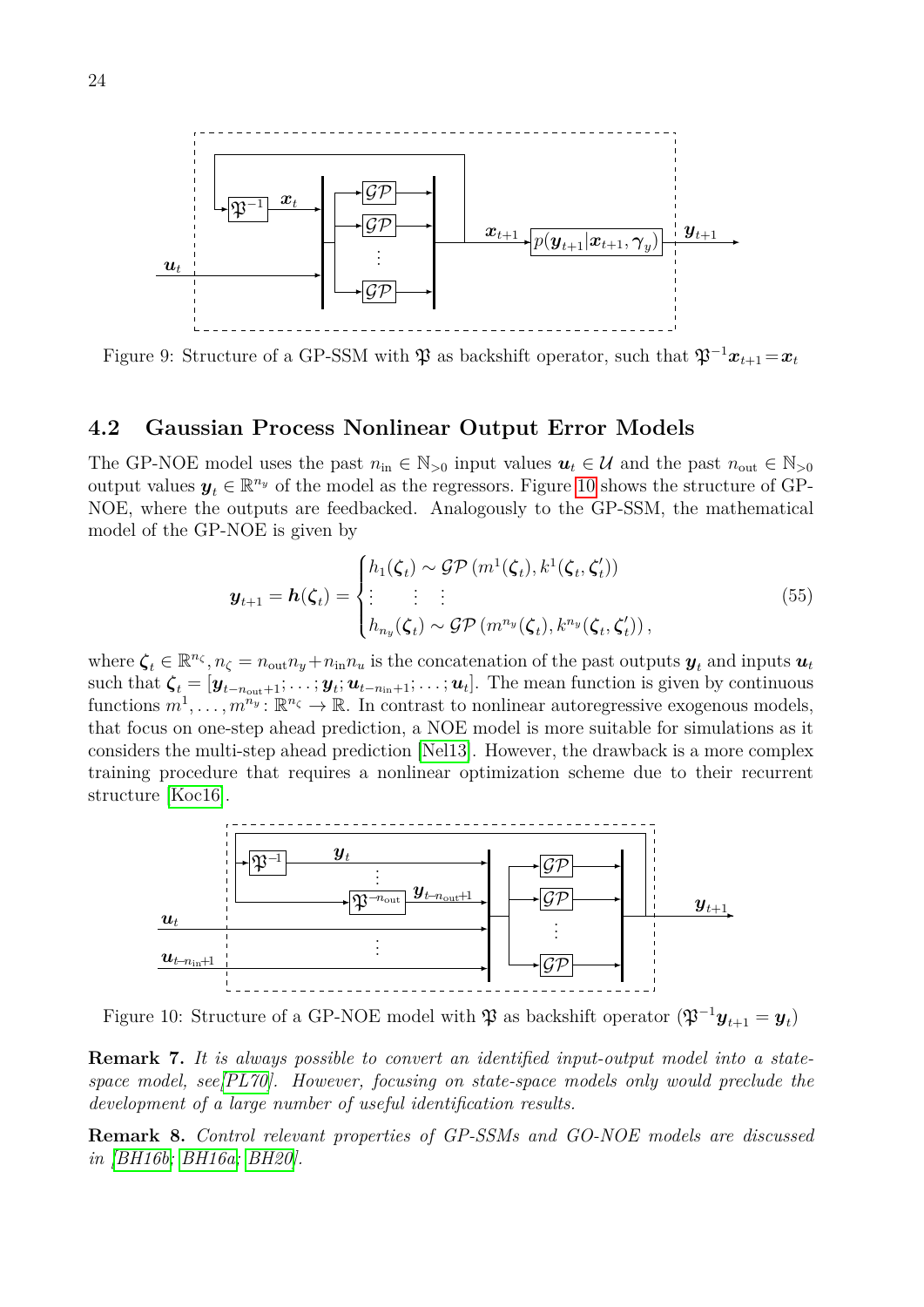Figure 9: Structure of a GP-SSM with $\mathfrak{P}$ as backshift operator, such that $\mathfrak{P}^{-1}\boldsymbol{x}_{t+1} = \boldsymbol{x}_t$

## 4.2 Gaussian Process Nonlinear Output Error Models

The GP-NOE model uses the past $n_{\text{in}} \in \mathbb{N}_{>0}$ input values $\boldsymbol{u}_t \in \mathcal{U}$ and the past $n_{\text{out}} \in \mathbb{N}_{>0}$ output values $\boldsymbol{y}_t \in \mathbb{R}^{n_y}$ of the model as the regressors. Figure 10 shows the structure of GP-NOE, where the outputs are feedbacked. Analogously to the GP-SSM, the mathematical model of the GP-NOE is given by

$$
\boldsymbol{y}_{t+1} = \boldsymbol{h}(\boldsymbol{\zeta}_t) = \begin{cases} h_1(\boldsymbol{\zeta}_t) \sim \mathcal{GP}\left(m^1(\boldsymbol{\zeta}_t), k^1(\boldsymbol{\zeta}_t, \boldsymbol{\zeta}_t')\right) \\ \vdots \qquad \vdots \quad \vdots \\ h_{n_y}(\boldsymbol{\zeta}_t) \sim \mathcal{GP}\left(m^{n_y}(\boldsymbol{\zeta}_t), k^{n_y}(\boldsymbol{\zeta}_t, \boldsymbol{\zeta}_t')\right), \end{cases} \tag{55}
$$

where $\boldsymbol{\zeta}_t \in \mathbb{R}^{n_\zeta}, n_\zeta = n_{\text{out}} n_y + n_{\text{in}} n_u$ is the concatenation of the past outputs $\boldsymbol{y}_t$ and inputs $\boldsymbol{u}_t$ such that $\boldsymbol{\zeta}_t = [\boldsymbol{y}_{t-n_{\text{out}}+1}; \dots; \boldsymbol{y}_t; \boldsymbol{u}_{t-n_{\text{in}}+1}; \dots; \boldsymbol{u}_t]$. The mean function is given by continuous functions $m^1, \dots, m^{n_y} \colon \mathbb{R}^{n_\zeta} \to \mathbb{R}$. In contrast to nonlinear autoregressive exogenous models, that focus on one-step ahead prediction, a NOE model is more suitable for simulations as it considers the multi-step ahead prediction [Nel13]. However, the drawback is a more complex training procedure that requires a nonlinear optimization scheme due to their recurrent structure [Koc16].

Figure 10: Structure of a GP-NOE model with $\mathfrak{P}$ as backshift operator ($\mathfrak{P}^{-1}\boldsymbol{y}_{t+1} = \boldsymbol{y}_t$)

**Remark 7.** *It is always possible to convert an identified input-output model into a state-space model, see[PL70]. However, focusing on state-space models only would preclude the development of a large number of useful identification results.*

**Remark 8.** *Control relevant properties of GP-SSMs and GO-NOE models are discussed in [BH16b; BH16a; BH20].*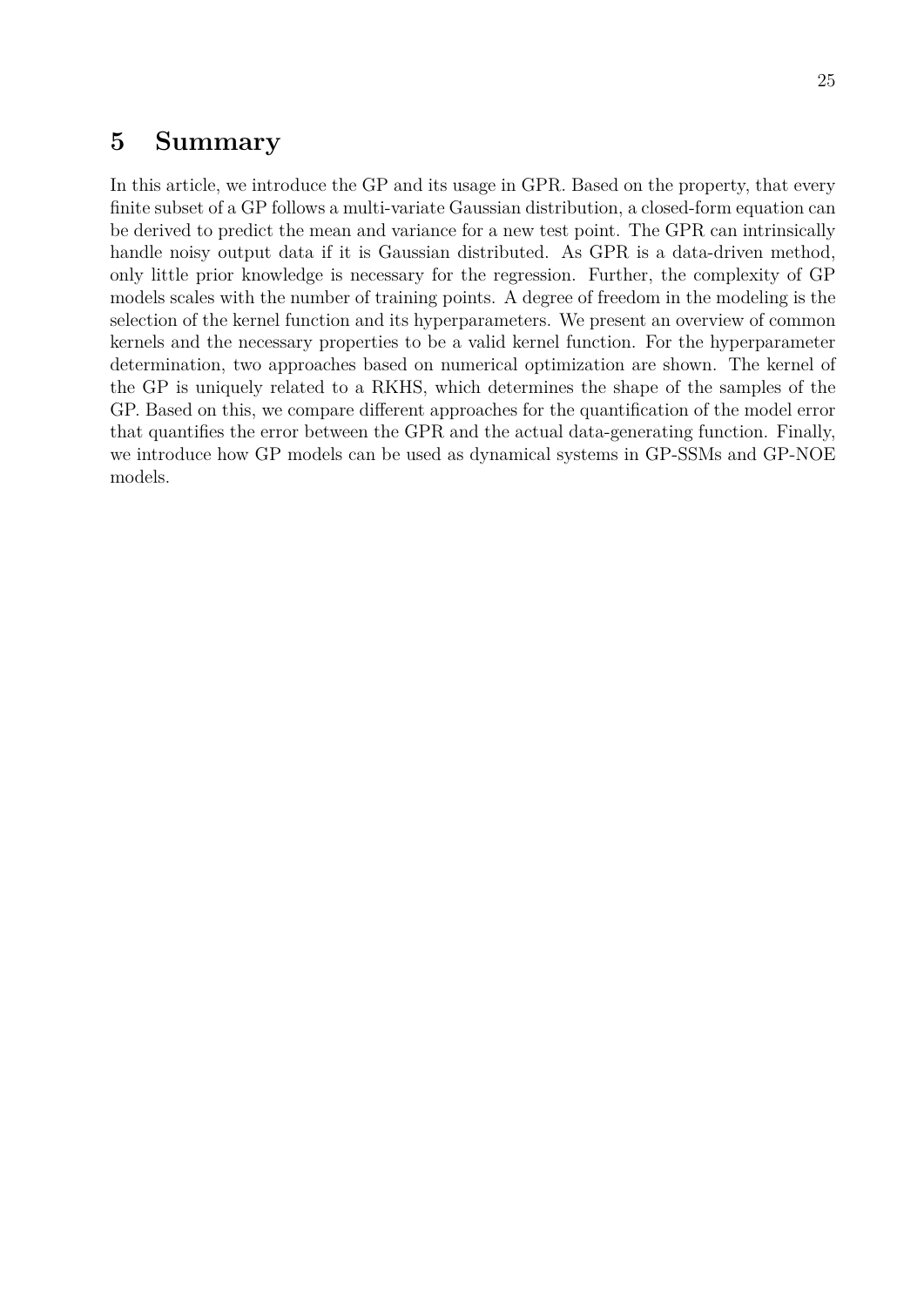# 5 Summary

In this article, we introduce the GP and its usage in GPR. Based on the property, that every finite subset of a GP follows a multi-variate Gaussian distribution, a closed-form equation can be derived to predict the mean and variance for a new test point. The GPR can intrinsically handle noisy output data if it is Gaussian distributed. As GPR is a data-driven method, only little prior knowledge is necessary for the regression. Further, the complexity of GP models scales with the number of training points. A degree of freedom in the modeling is the selection of the kernel function and its hyperparameters. We present an overview of common kernels and the necessary properties to be a valid kernel function. For the hyperparameter determination, two approaches based on numerical optimization are shown. The kernel of the GP is uniquely related to a RKHS, which determines the shape of the samples of the GP. Based on this, we compare different approaches for the quantification of the model error that quantifies the error between the GPR and the actual data-generating function. Finally, we introduce how GP models can be used as dynamical systems in GP-SSMs and GP-NOE models.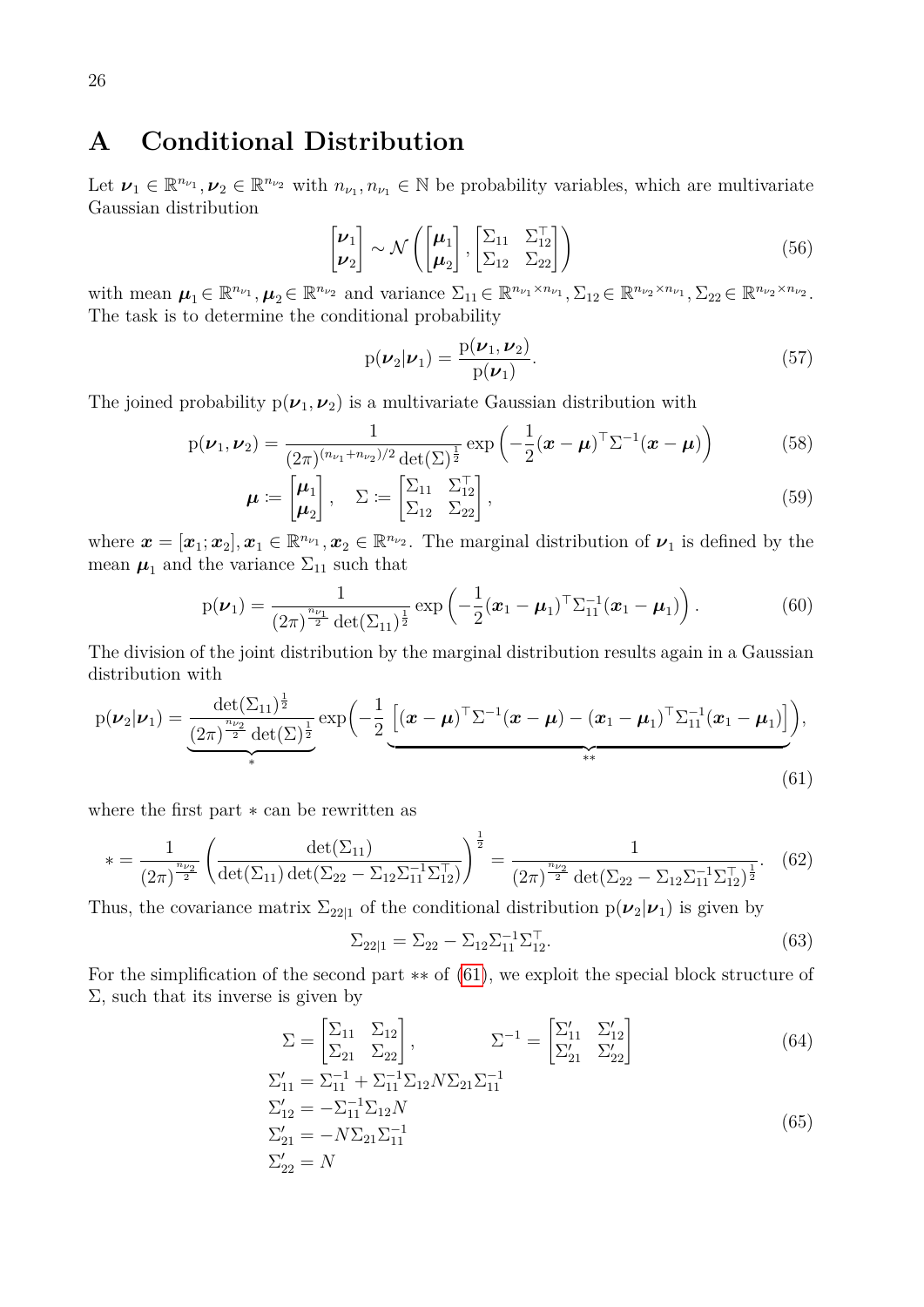# A Conditional Distribution

Let $\boldsymbol{\nu}_1 \in \mathbb{R}^{n_{\nu_1}}, \boldsymbol{\nu}_2 \in \mathbb{R}^{n_{\nu_2}}$ with $n_{\nu_1}, n_{\nu_1} \in \mathbb{N}$ be probability variables, which are multivariate Gaussian distribution

$$\begin{bmatrix} \boldsymbol{\nu}_1 \\ \boldsymbol{\nu}_2 \end{bmatrix} \sim \mathcal{N}\left( \begin{bmatrix} \boldsymbol{\mu}_1 \\ \boldsymbol{\mu}_2 \end{bmatrix}, \begin{bmatrix} \Sigma_{11} & \Sigma_{12}^\top \\ \Sigma_{12} & \Sigma_{22} \end{bmatrix} \right) \tag{56}$$

with mean $\boldsymbol{\mu}_1 \in \mathbb{R}^{n_{\nu_1}}, \boldsymbol{\mu}_2 \in \mathbb{R}^{n_{\nu_2}}$ and variance $\Sigma_{11} \in \mathbb{R}^{n_{\nu_1} \times n_{\nu_1}}, \Sigma_{12} \in \mathbb{R}^{n_{\nu_2} \times n_{\nu_1}}, \Sigma_{22} \in \mathbb{R}^{n_{\nu_2} \times n_{\nu_2}}$. The task is to determine the conditional probability

$$\mathrm{p}(\boldsymbol{\nu}_2 | \boldsymbol{\nu}_1) = \frac{\mathrm{p}(\boldsymbol{\nu}_1, \boldsymbol{\nu}_2)}{\mathrm{p}(\boldsymbol{\nu}_1)}. \tag{57}$$

The joined probability $\mathrm{p}(\boldsymbol{\nu}_1, \boldsymbol{\nu}_2)$ is a multivariate Gaussian distribution with

$$\mathrm{p}(\boldsymbol{\nu}_1, \boldsymbol{\nu}_2) = \frac{1}{(2\pi)^{(n_{\nu_1} + n_{\nu_2})/2} \det(\Sigma)^{\frac{1}{2}}} \exp\left( -\frac{1}{2} (\boldsymbol{x} - \boldsymbol{\mu})^\top \Sigma^{-1} (\boldsymbol{x} - \boldsymbol{\mu}) \right) \tag{58}$$

$$\boldsymbol{\mu} \coloneqq \begin{bmatrix} \boldsymbol{\mu}_1 \\ \boldsymbol{\mu}_2 \end{bmatrix}, \quad \Sigma \coloneqq \begin{bmatrix} \Sigma_{11} & \Sigma_{12}^\top \\ \Sigma_{12} & \Sigma_{22} \end{bmatrix}, \tag{59}$$

where $\boldsymbol{x} = [\boldsymbol{x}_1; \boldsymbol{x}_2], \boldsymbol{x}_1 \in \mathbb{R}^{n_{\nu_1}}, \boldsymbol{x}_2 \in \mathbb{R}^{n_{\nu_2}}$. The marginal distribution of $\boldsymbol{\nu}_1$ is defined by the mean $\boldsymbol{\mu}_1$ and the variance $\Sigma_{11}$ such that

$$\mathrm{p}(\boldsymbol{\nu}_1) = \frac{1}{(2\pi)^{\frac{n_{\nu_1}}{2}} \det(\Sigma_{11})^{\frac{1}{2}}} \exp\left( -\frac{1}{2} (\boldsymbol{x}_1 - \boldsymbol{\mu}_1)^\top \Sigma_{11}^{-1} (\boldsymbol{x}_1 - \boldsymbol{\mu}_1) \right). \tag{60}$$

The division of the joint distribution by the marginal distribution results again in a Gaussian distribution with

$$\mathrm{p}(\boldsymbol{\nu}_2 | \boldsymbol{\nu}_1) = \underbrace{\frac{\det(\Sigma_{11})^{\frac{1}{2}}}{(2\pi)^{\frac{n_{\nu_2}}{2}} \det(\Sigma)^{\frac{1}{2}}}}_{*} \exp\Bigg( -\frac{1}{2} \underbrace{\left[ (\boldsymbol{x} - \boldsymbol{\mu})^\top \Sigma^{-1} (\boldsymbol{x} - \boldsymbol{\mu}) - (\boldsymbol{x}_1 - \boldsymbol{\mu}_1)^\top \Sigma_{11}^{-1} (\boldsymbol{x}_1 - \boldsymbol{\mu}_1) \right]}_{**} \Bigg), \tag{61}$$

where the first part $*$ can be rewritten as

$$* = \frac{1}{(2\pi)^{\frac{n_{\nu_2}}{2}}} \left( \frac{\det(\Sigma_{11})}{\det(\Sigma_{11}) \det(\Sigma_{22} - \Sigma_{12} \Sigma_{11}^{-1} \Sigma_{12}^\top)} \right)^{\frac{1}{2}} = \frac{1}{(2\pi)^{\frac{n_{\nu_2}}{2}} \det(\Sigma_{22} - \Sigma_{12} \Sigma_{11}^{-1} \Sigma_{12}^\top)^{\frac{1}{2}}}. \tag{62}$$

Thus, the covariance matrix $\Sigma_{22|1}$ of the conditional distribution $\mathrm{p}(\boldsymbol{\nu}_2 | \boldsymbol{\nu}_1)$ is given by

$$\Sigma_{22|1} = \Sigma_{22} - \Sigma_{12} \Sigma_{11}^{-1} \Sigma_{12}^\top. \tag{63}$$

For the simplification of the second part $**$ of (61), we exploit the special block structure of $\Sigma$, such that its inverse is given by

$$\Sigma = \begin{bmatrix} \Sigma_{11} & \Sigma_{12} \\ \Sigma_{21} & \Sigma_{22} \end{bmatrix}, \qquad \Sigma^{-1} = \begin{bmatrix} \Sigma_{11}' & \Sigma_{12}' \\ \Sigma_{21}' & \Sigma_{22}' \end{bmatrix} \tag{64}$$

$$\begin{aligned}
\Sigma_{11}' &= \Sigma_{11}^{-1} + \Sigma_{11}^{-1} \Sigma_{12} N \Sigma_{21} \Sigma_{11}^{-1} \\
\Sigma_{12}' &= -\Sigma_{11}^{-1} \Sigma_{12} N \\
\Sigma_{21}' &= -N \Sigma_{21} \Sigma_{11}^{-1} \\
\Sigma_{22}' &= N
\end{aligned} \tag{65}$$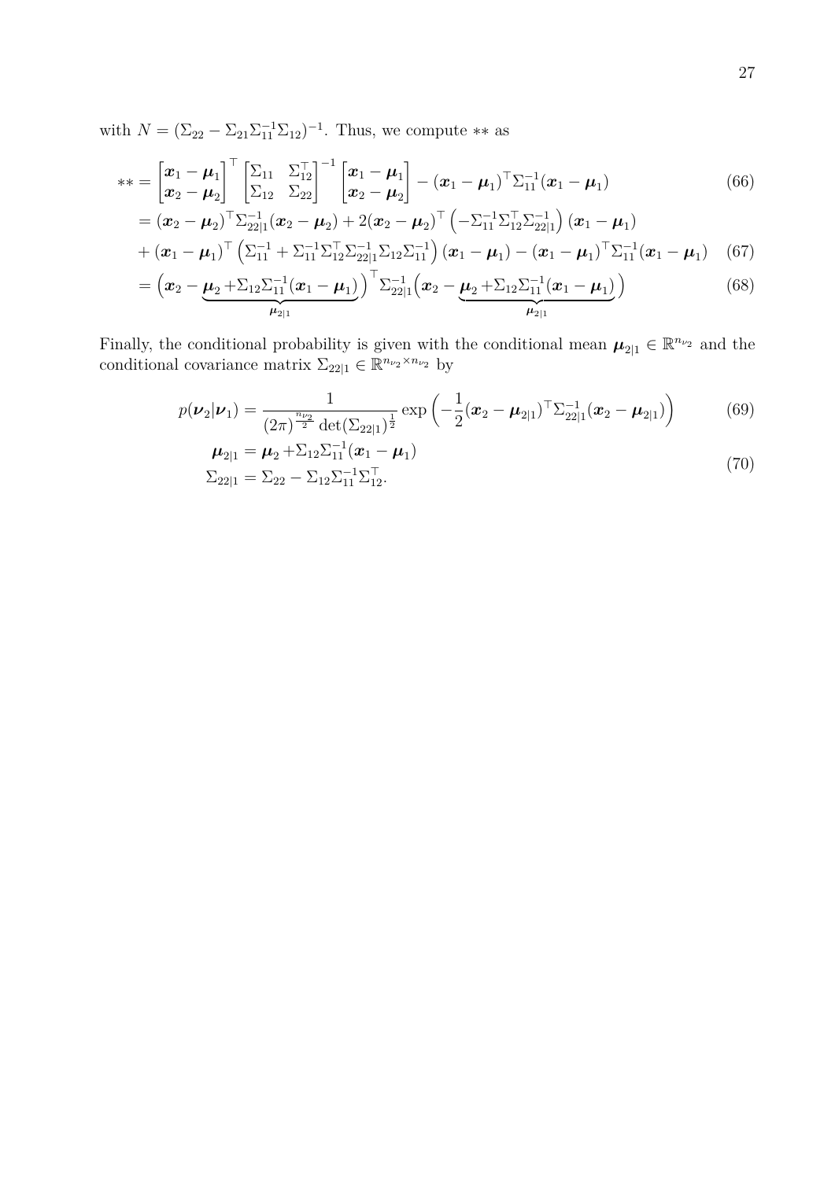with $N = (\Sigma_{22} - \Sigma_{21}\Sigma_{11}^{-1}\Sigma_{12})^{-1}$. Thus, we compute $**$ as

$$
\begin{aligned}
** &= \begin{bmatrix} \boldsymbol{x}_1 - \boldsymbol{\mu}_1 \\ \boldsymbol{x}_2 - \boldsymbol{\mu}_2 \end{bmatrix}^\top \begin{bmatrix} \Sigma_{11} & \Sigma_{12}^\top \\ \Sigma_{12} & \Sigma_{22} \end{bmatrix}^{-1} \begin{bmatrix} \boldsymbol{x}_1 - \boldsymbol{\mu}_1 \\ \boldsymbol{x}_2 - \boldsymbol{\mu}_2 \end{bmatrix} - (\boldsymbol{x}_1 - \boldsymbol{\mu}_1)^\top \Sigma_{11}^{-1} (\boldsymbol{x}_1 - \boldsymbol{\mu}_1) && (66) \\
&= (\boldsymbol{x}_2 - \boldsymbol{\mu}_2)^\top \Sigma_{22|1}^{-1} (\boldsymbol{x}_2 - \boldsymbol{\mu}_2) + 2(\boldsymbol{x}_2 - \boldsymbol{\mu}_2)^\top \left( -\Sigma_{11}^{-1} \Sigma_{12}^\top \Sigma_{22|1}^{-1} \right) (\boldsymbol{x}_1 - \boldsymbol{\mu}_1) \\
&+ (\boldsymbol{x}_1 - \boldsymbol{\mu}_1)^\top \left( \Sigma_{11}^{-1} + \Sigma_{11}^{-1} \Sigma_{12}^\top \Sigma_{22|1}^{-1} \Sigma_{12} \Sigma_{11}^{-1} \right) (\boldsymbol{x}_1 - \boldsymbol{\mu}_1) - (\boldsymbol{x}_1 - \boldsymbol{\mu}_1)^\top \Sigma_{11}^{-1} (\boldsymbol{x}_1 - \boldsymbol{\mu}_1) && (67) \\
&= \Big( \boldsymbol{x}_2 - \underbrace{\boldsymbol{\mu}_2 + \Sigma_{12} \Sigma_{11}^{-1} (\boldsymbol{x}_1 - \boldsymbol{\mu}_1)}_{\boldsymbol{\mu}_{2|1}} \Big)^\top \Sigma_{22|1}^{-1} \Big( \boldsymbol{x}_2 - \underbrace{\boldsymbol{\mu}_2 + \Sigma_{12} \Sigma_{11}^{-1} (\boldsymbol{x}_1 - \boldsymbol{\mu}_1)}_{\boldsymbol{\mu}_{2|1}} \Big) && (68)
\end{aligned}
$$

Finally, the conditional probability is given with the conditional mean $\boldsymbol{\mu}_{2|1} \in \mathbb{R}^{n_{\nu_2}}$ and the conditional covariance matrix $\Sigma_{22|1} \in \mathbb{R}^{n_{\nu_2} \times n_{\nu_2}}$ by

$$
p(\boldsymbol{\nu}_2 | \boldsymbol{\nu}_1) = \frac{1}{(2\pi)^{\frac{n_{\nu_2}}{2}} \det(\Sigma_{22|1})^{\frac{1}{2}}} \exp\left( -\frac{1}{2} (\boldsymbol{x}_2 - \boldsymbol{\mu}_{2|1})^\top \Sigma_{22|1}^{-1} (\boldsymbol{x}_2 - \boldsymbol{\mu}_{2|1}) \right) \tag{69}
$$

$$
\begin{aligned}
\boldsymbol{\mu}_{2|1} &= \boldsymbol{\mu}_2 + \Sigma_{12} \Sigma_{11}^{-1} (\boldsymbol{x}_1 - \boldsymbol{\mu}_1) \\
\Sigma_{22|1} &= \Sigma_{22} - \Sigma_{12} \Sigma_{11}^{-1} \Sigma_{12}^\top.
\end{aligned} \tag{70}
$$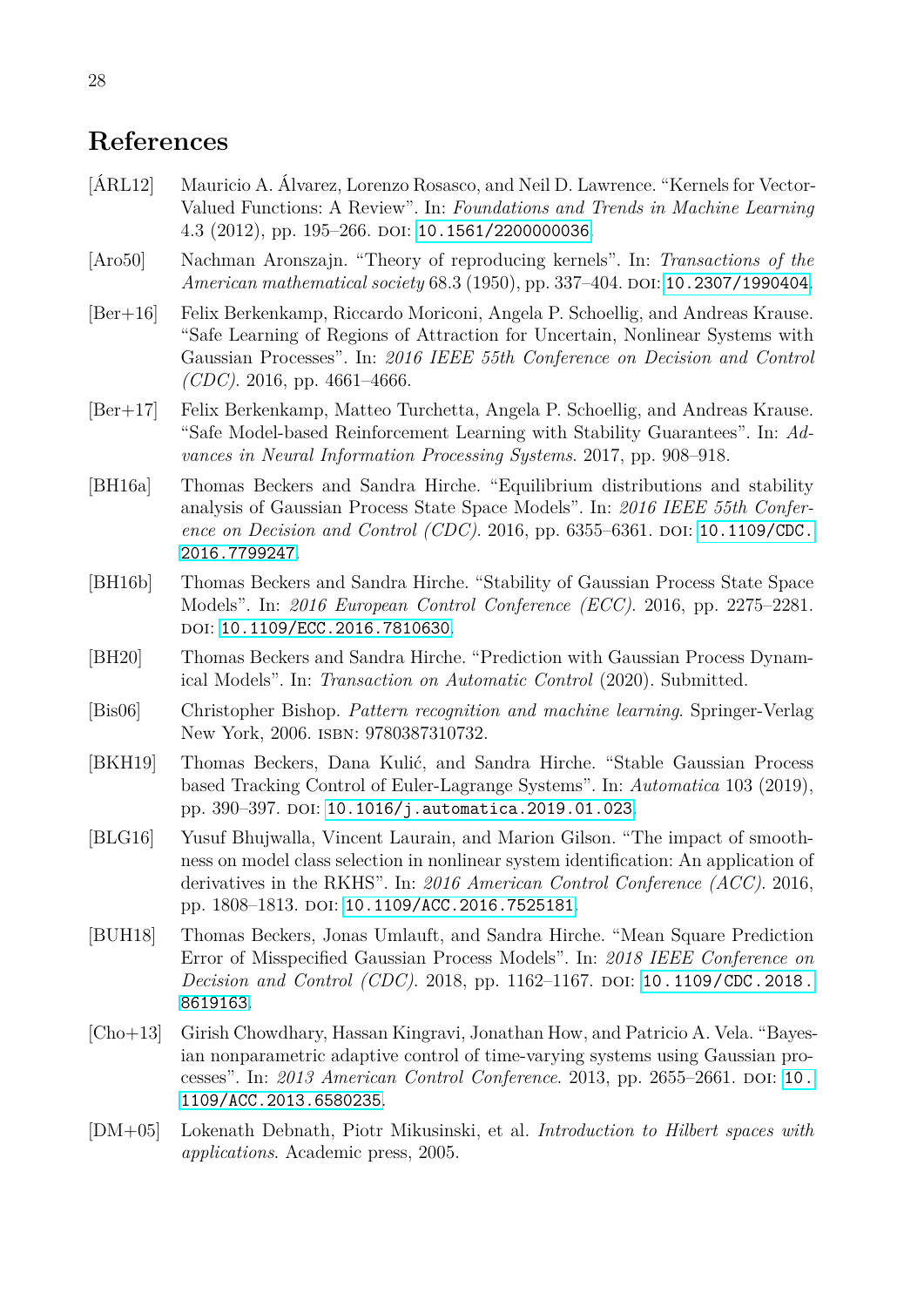# References

[ÁRL12] Mauricio A. Álvarez, Lorenzo Rosasco, and Neil D. Lawrence. "Kernels for Vector-Valued Functions: A Review". In: *Foundations and Trends in Machine Learning* 4.3 (2012), pp. 195–266. DOI: 10.1561/2200000036.

[Aro50] Nachman Aronszajn. "Theory of reproducing kernels". In: *Transactions of the American mathematical society* 68.3 (1950), pp. 337–404. DOI: 10.2307/1990404.

[Ber+16] Felix Berkenkamp, Riccardo Moriconi, Angela P. Schoellig, and Andreas Krause. "Safe Learning of Regions of Attraction for Uncertain, Nonlinear Systems with Gaussian Processes". In: *2016 IEEE 55th Conference on Decision and Control (CDC)*. 2016, pp. 4661–4666.

[Ber+17] Felix Berkenkamp, Matteo Turchetta, Angela P. Schoellig, and Andreas Krause. "Safe Model-based Reinforcement Learning with Stability Guarantees". In: *Advances in Neural Information Processing Systems*. 2017, pp. 908–918.

[BH16a] Thomas Beckers and Sandra Hirche. "Equilibrium distributions and stability analysis of Gaussian Process State Space Models". In: *2016 IEEE 55th Conference on Decision and Control (CDC)*. 2016, pp. 6355–6361. DOI: 10.1109/CDC.2016.7799247.

[BH16b] Thomas Beckers and Sandra Hirche. "Stability of Gaussian Process State Space Models". In: *2016 European Control Conference (ECC)*. 2016, pp. 2275–2281. DOI: 10.1109/ECC.2016.7810630.

[BH20] Thomas Beckers and Sandra Hirche. "Prediction with Gaussian Process Dynamical Models". In: *Transaction on Automatic Control* (2020). Submitted.

[Bis06] Christopher Bishop. *Pattern recognition and machine learning*. Springer-Verlag New York, 2006. ISBN: 9780387310732.

[BKH19] Thomas Beckers, Dana Kulić, and Sandra Hirche. "Stable Gaussian Process based Tracking Control of Euler-Lagrange Systems". In: *Automatica* 103 (2019), pp. 390–397. DOI: 10.1016/j.automatica.2019.01.023.

[BLG16] Yusuf Bhujwalla, Vincent Laurain, and Marion Gilson. "The impact of smoothness on model class selection in nonlinear system identification: An application of derivatives in the RKHS". In: *2016 American Control Conference (ACC)*. 2016, pp. 1808–1813. DOI: 10.1109/ACC.2016.7525181.

[BUH18] Thomas Beckers, Jonas Umlauft, and Sandra Hirche. "Mean Square Prediction Error of Misspecified Gaussian Process Models". In: *2018 IEEE Conference on Decision and Control (CDC)*. 2018, pp. 1162–1167. DOI: 10.1109/CDC.2018.8619163.

[Cho+13] Girish Chowdhary, Hassan Kingravi, Jonathan How, and Patricio A. Vela. "Bayesian nonparametric adaptive control of time-varying systems using Gaussian processes". In: *2013 American Control Conference*. 2013, pp. 2655–2661. DOI: 10.1109/ACC.2013.6580235.

[DM+05] Lokenath Debnath, Piotr Mikusinski, et al. *Introduction to Hilbert spaces with applications*. Academic press, 2005.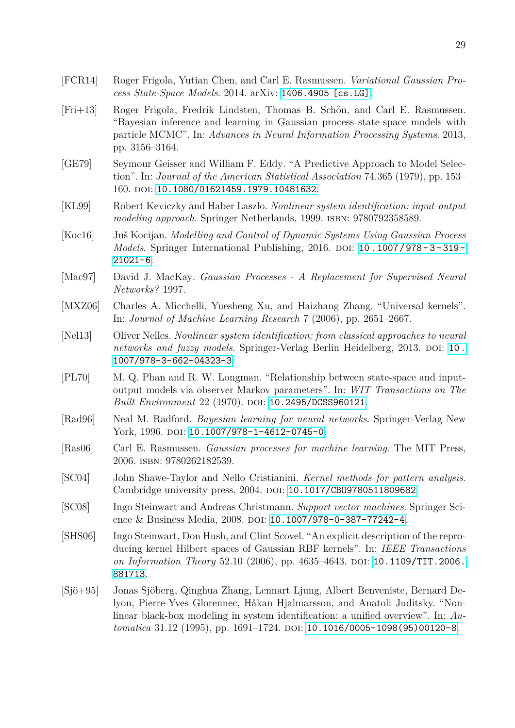[FCR14] Roger Frigola, Yutian Chen, and Carl E. Rasmussen. *Variational Gaussian Process State-Space Models*. 2014. arXiv: 1406.4905 [cs.LG].

[Fri+13] Roger Frigola, Fredrik Lindsten, Thomas B. Schön, and Carl E. Rasmussen. "Bayesian inference and learning in Gaussian process state-space models with particle MCMC". In: *Advances in Neural Information Processing Systems*. 2013, pp. 3156–3164.

[GE79] Seymour Geisser and William F. Eddy. "A Predictive Approach to Model Selection". In: *Journal of the American Statistical Association* 74.365 (1979), pp. 153–160. DOI: 10.1080/01621459.1979.10481632.

[KL99] Robert Keviczky and Haber Laszlo. *Nonlinear system identification: input-output modeling approach*. Springer Netherlands, 1999. ISBN: 9780792358589.

[Koc16] Juš Kocijan. *Modelling and Control of Dynamic Systems Using Gaussian Process Models*. Springer International Publishing, 2016. DOI: 10.1007/978-3-319-21021-6.

[Mac97] David J. MacKay. *Gaussian Processes - A Replacement for Supervised Neural Networks?* 1997.

[MXZ06] Charles A. Micchelli, Yuesheng Xu, and Haizhang Zhang. "Universal kernels". In: *Journal of Machine Learning Research* 7 (2006), pp. 2651–2667.

[Nel13] Oliver Nelles. *Nonlinear system identification: from classical approaches to neural networks and fuzzy models*. Springer-Verlag Berlin Heidelberg, 2013. DOI: 10.1007/978-3-662-04323-3.

[PL70] M. Q. Phan and R. W. Longman. "Relationship between state-space and input-output models via observer Markov parameters". In: *WIT Transactions on The Built Environment* 22 (1970). DOI: 10.2495/DCSS960121.

[Rad96] Neal M. Radford. *Bayesian learning for neural networks*. Springer-Verlag New York, 1996. DOI: 10.1007/978-1-4612-0745-0.

[Ras06] Carl E. Rasmussen. *Gaussian processes for machine learning*. The MIT Press, 2006. ISBN: 9780262182539.

[SC04] John Shawe-Taylor and Nello Cristianini. *Kernel methods for pattern analysis*. Cambridge university press, 2004. DOI: 10.1017/CBO9780511809682.

[SC08] Ingo Steinwart and Andreas Christmann. *Support vector machines*. Springer Science & Business Media, 2008. DOI: 10.1007/978-0-387-77242-4.

[SHS06] Ingo Steinwart, Don Hush, and Clint Scovel. "An explicit description of the reproducing kernel Hilbert spaces of Gaussian RBF kernels". In: *IEEE Transactions on Information Theory* 52.10 (2006), pp. 4635–4643. DOI: 10.1109/TIT.2006.881713.

[Sjö+95] Jonas Sjöberg, Qinghua Zhang, Lennart Ljung, Albert Benveniste, Bernard Delyon, Pierre-Yves Glorennec, Håkan Hjalmarsson, and Anatoli Juditsky. "Nonlinear black-box modeling in system identification: a unified overview". In: *Automatica* 31.12 (1995), pp. 1691–1724. DOI: 10.1016/0005-1098(95)00120-8.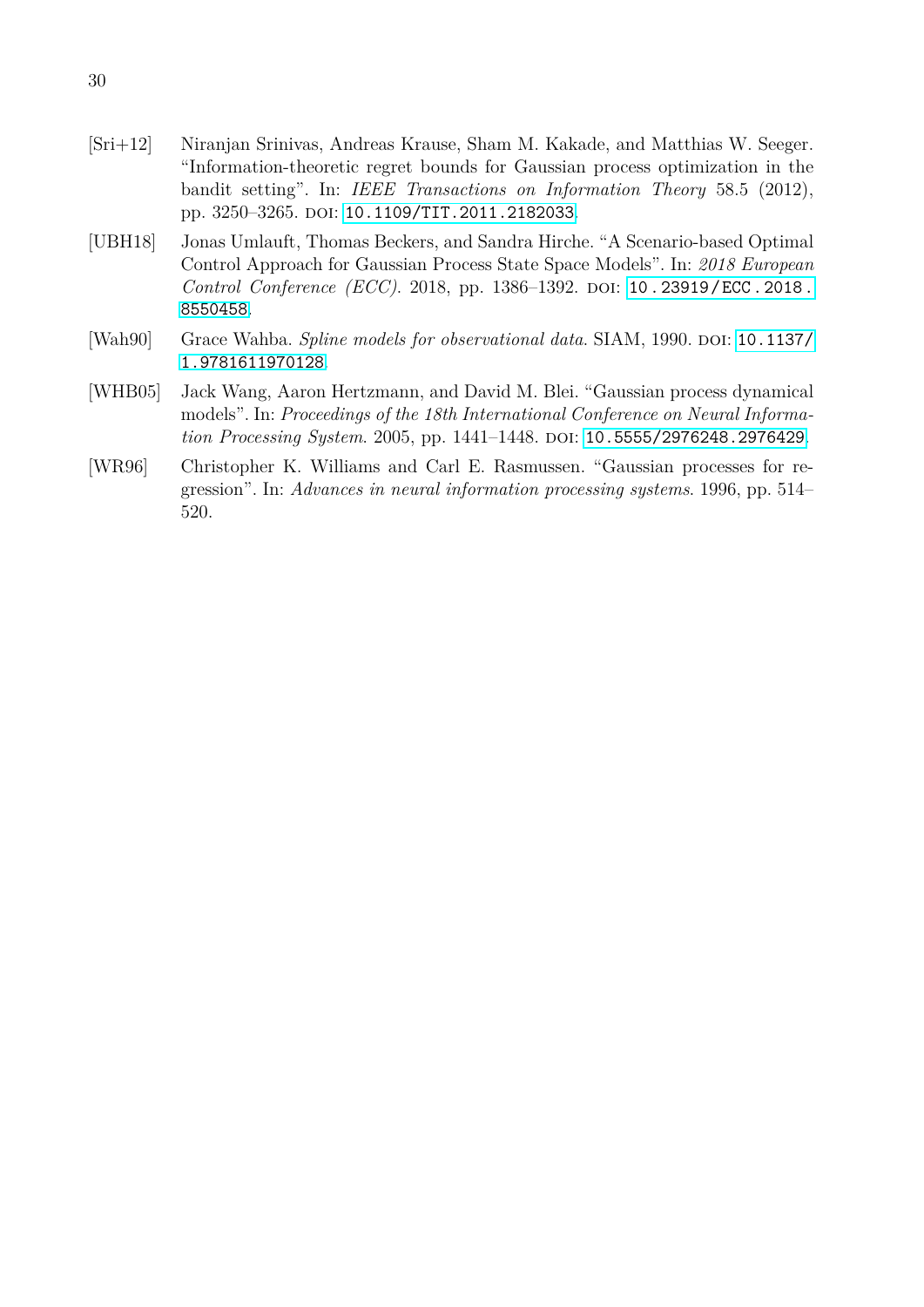[Sri+12] Niranjan Srinivas, Andreas Krause, Sham M. Kakade, and Matthias W. Seeger. "Information-theoretic regret bounds for Gaussian process optimization in the bandit setting". In: *IEEE Transactions on Information Theory* 58.5 (2012), pp. 3250–3265. DOI: 10.1109/TIT.2011.2182033.

[UBH18] Jonas Umlauft, Thomas Beckers, and Sandra Hirche. "A Scenario-based Optimal Control Approach for Gaussian Process State Space Models". In: *2018 European Control Conference (ECC)*. 2018, pp. 1386–1392. DOI: 10.23919/ECC.2018.8550458.

[Wah90] Grace Wahba. *Spline models for observational data*. SIAM, 1990. DOI: 10.1137/1.9781611970128.

[WHB05] Jack Wang, Aaron Hertzmann, and David M. Blei. "Gaussian process dynamical models". In: *Proceedings of the 18th International Conference on Neural Information Processing System*. 2005, pp. 1441–1448. DOI: 10.5555/2976248.2976429.

[WR96] Christopher K. Williams and Carl E. Rasmussen. "Gaussian processes for regression". In: *Advances in neural information processing systems*. 1996, pp. 514–520.